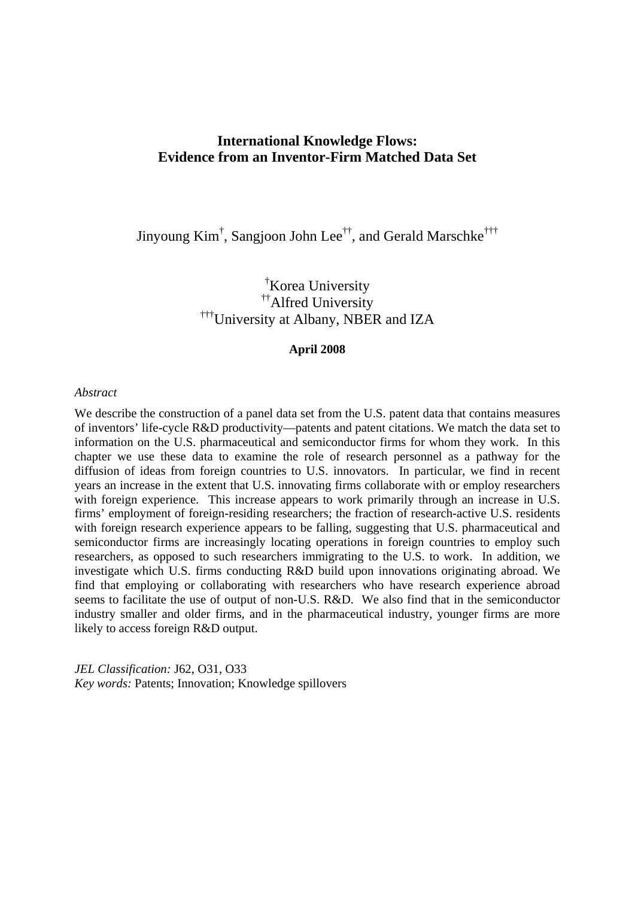# International Knowledge Flows: Evidence from an Inventor-Firm Matched Data Set

Jinyoung Kim[†], Sangjoon John Lee[††], and Gerald Marschke[†††]

[†]Korea University
[††]Alfred University
[†††]University at Albany, NBER and IZA

**April 2008**

*Abstract*

We describe the construction of a panel data set from the U.S. patent data that contains measures of inventors' life-cycle R&D productivity—patents and patent citations. We match the data set to information on the U.S. pharmaceutical and semiconductor firms for whom they work. In this chapter we use these data to examine the role of research personnel as a pathway for the diffusion of ideas from foreign countries to U.S. innovators. In particular, we find in recent years an increase in the extent that U.S. innovating firms collaborate with or employ researchers with foreign experience. This increase appears to work primarily through an increase in U.S. firms' employment of foreign-residing researchers; the fraction of research-active U.S. residents with foreign research experience appears to be falling, suggesting that U.S. pharmaceutical and semiconductor firms are increasingly locating operations in foreign countries to employ such researchers, as opposed to such researchers immigrating to the U.S. to work. In addition, we investigate which U.S. firms conducting R&D build upon innovations originating abroad. We find that employing or collaborating with researchers who have research experience abroad seems to facilitate the use of output of non-U.S. R&D. We also find that in the semiconductor industry smaller and older firms, and in the pharmaceutical industry, younger firms are more likely to access foreign R&D output.

*JEL Classification:* J62, O31, O33
*Key words:* Patents; Innovation; Knowledge spillovers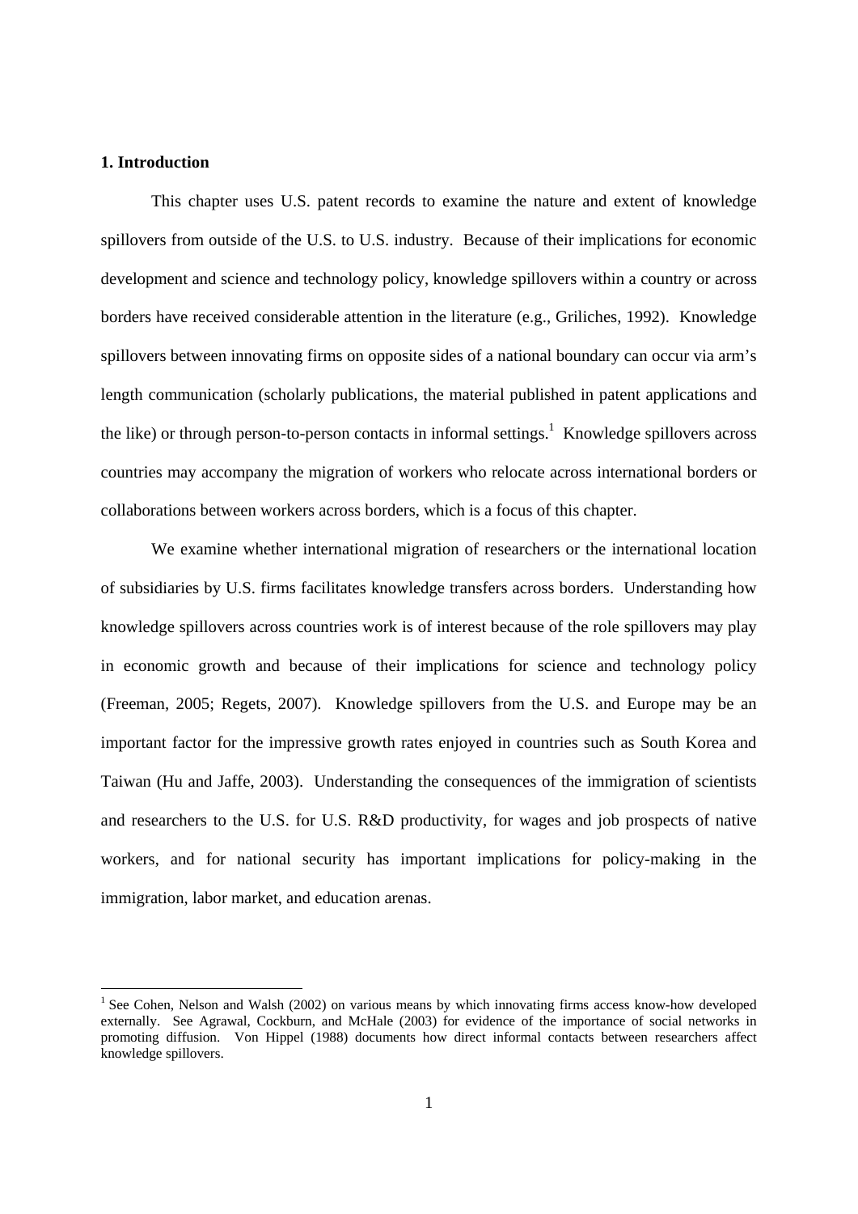## 1. Introduction

This chapter uses U.S. patent records to examine the nature and extent of knowledge spillovers from outside of the U.S. to U.S. industry. Because of their implications for economic development and science and technology policy, knowledge spillovers within a country or across borders have received considerable attention in the literature (e.g., Griliches, 1992). Knowledge spillovers between innovating firms on opposite sides of a national boundary can occur via arm's length communication (scholarly publications, the material published in patent applications and the like) or through person-to-person contacts in informal settings.[1] Knowledge spillovers across countries may accompany the migration of workers who relocate across international borders or collaborations between workers across borders, which is a focus of this chapter.

We examine whether international migration of researchers or the international location of subsidiaries by U.S. firms facilitates knowledge transfers across borders. Understanding how knowledge spillovers across countries work is of interest because of the role spillovers may play in economic growth and because of their implications for science and technology policy (Freeman, 2005; Regets, 2007). Knowledge spillovers from the U.S. and Europe may be an important factor for the impressive growth rates enjoyed in countries such as South Korea and Taiwan (Hu and Jaffe, 2003). Understanding the consequences of the immigration of scientists and researchers to the U.S. for U.S. R&D productivity, for wages and job prospects of native workers, and for national security has important implications for policy-making in the immigration, labor market, and education arenas.

[1] See Cohen, Nelson and Walsh (2002) on various means by which innovating firms access know-how developed externally. See Agrawal, Cockburn, and McHale (2003) for evidence of the importance of social networks in promoting diffusion. Von Hippel (1988) documents how direct informal contacts between researchers affect knowledge spillovers.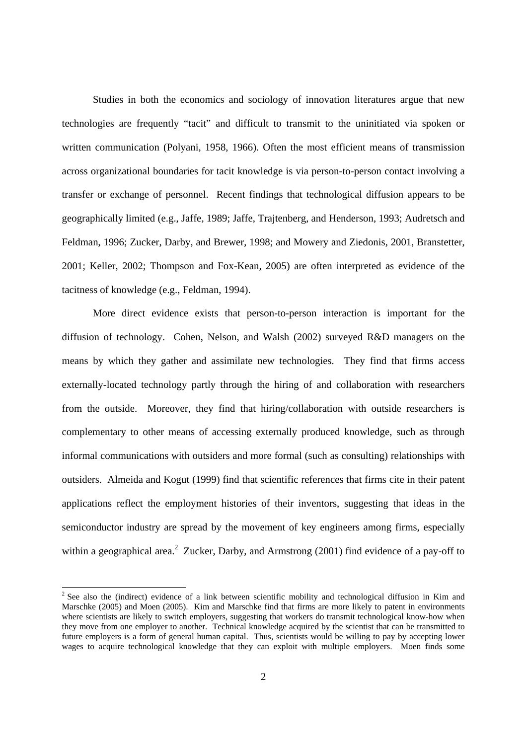Studies in both the economics and sociology of innovation literatures argue that new technologies are frequently "tacit" and difficult to transmit to the uninitiated via spoken or written communication (Polyani, 1958, 1966). Often the most efficient means of transmission across organizational boundaries for tacit knowledge is via person-to-person contact involving a transfer or exchange of personnel. Recent findings that technological diffusion appears to be geographically limited (e.g., Jaffe, 1989; Jaffe, Trajtenberg, and Henderson, 1993; Audretsch and Feldman, 1996; Zucker, Darby, and Brewer, 1998; and Mowery and Ziedonis, 2001, Branstetter, 2001; Keller, 2002; Thompson and Fox-Kean, 2005) are often interpreted as evidence of the tacitness of knowledge (e.g., Feldman, 1994).

More direct evidence exists that person-to-person interaction is important for the diffusion of technology. Cohen, Nelson, and Walsh (2002) surveyed R&D managers on the means by which they gather and assimilate new technologies. They find that firms access externally-located technology partly through the hiring of and collaboration with researchers from the outside. Moreover, they find that hiring/collaboration with outside researchers is complementary to other means of accessing externally produced knowledge, such as through informal communications with outsiders and more formal (such as consulting) relationships with outsiders. Almeida and Kogut (1999) find that scientific references that firms cite in their patent applications reflect the employment histories of their inventors, suggesting that ideas in the semiconductor industry are spread by the movement of key engineers among firms, especially within a geographical area.[2] Zucker, Darby, and Armstrong (2001) find evidence of a pay-off to

[2] See also the (indirect) evidence of a link between scientific mobility and technological diffusion in Kim and Marschke (2005) and Moen (2005). Kim and Marschke find that firms are more likely to patent in environments where scientists are likely to switch employers, suggesting that workers do transmit technological know-how when they move from one employer to another. Technical knowledge acquired by the scientist that can be transmitted to future employers is a form of general human capital. Thus, scientists would be willing to pay by accepting lower wages to acquire technological knowledge that they can exploit with multiple employers. Moen finds some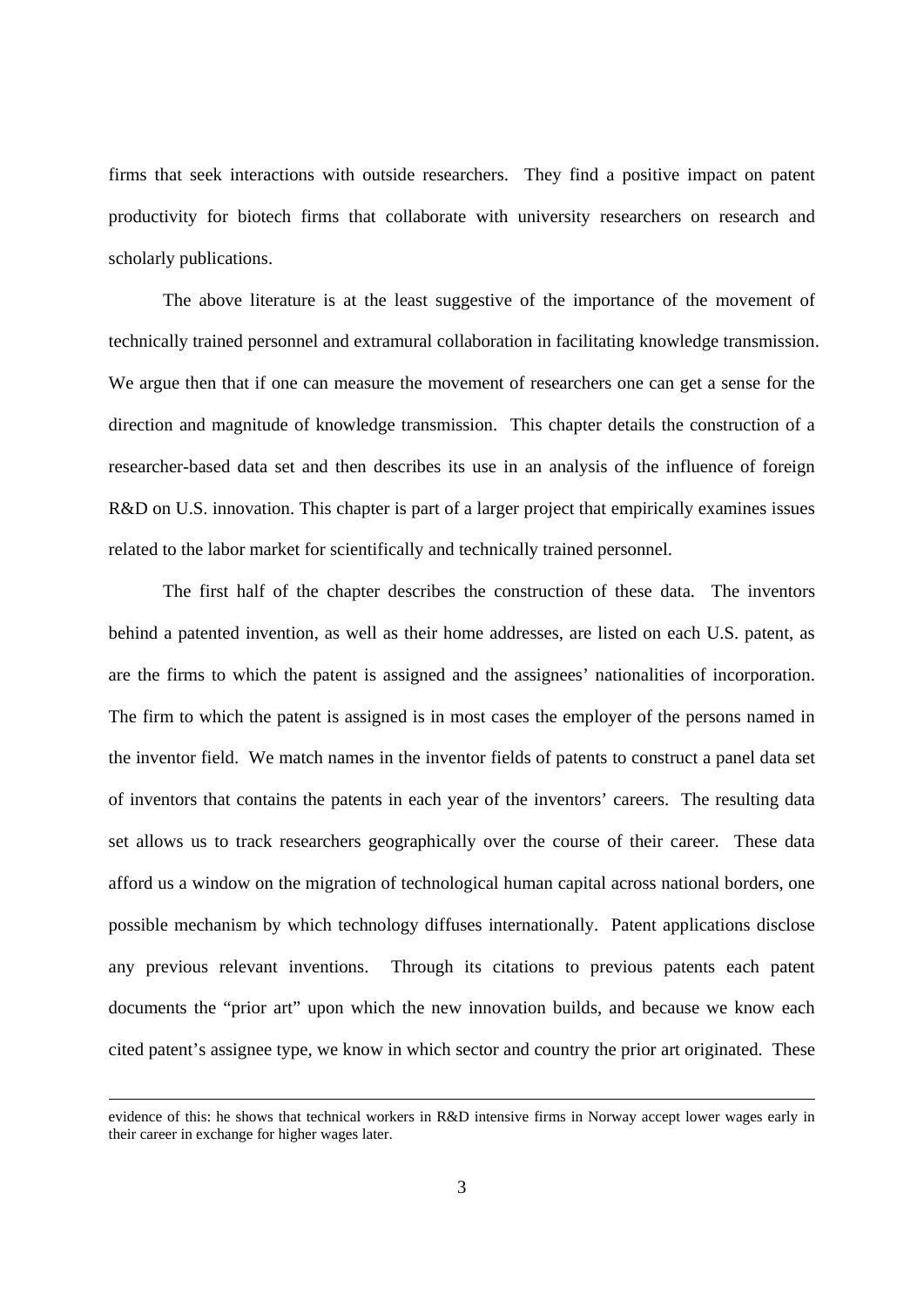firms that seek interactions with outside researchers. They find a positive impact on patent productivity for biotech firms that collaborate with university researchers on research and scholarly publications.

The above literature is at the least suggestive of the importance of the movement of technically trained personnel and extramural collaboration in facilitating knowledge transmission. We argue then that if one can measure the movement of researchers one can get a sense for the direction and magnitude of knowledge transmission. This chapter details the construction of a researcher-based data set and then describes its use in an analysis of the influence of foreign R&D on U.S. innovation. This chapter is part of a larger project that empirically examines issues related to the labor market for scientifically and technically trained personnel.

The first half of the chapter describes the construction of these data. The inventors behind a patented invention, as well as their home addresses, are listed on each U.S. patent, as are the firms to which the patent is assigned and the assignees' nationalities of incorporation. The firm to which the patent is assigned is in most cases the employer of the persons named in the inventor field. We match names in the inventor fields of patents to construct a panel data set of inventors that contains the patents in each year of the inventors' careers. The resulting data set allows us to track researchers geographically over the course of their career. These data afford us a window on the migration of technological human capital across national borders, one possible mechanism by which technology diffuses internationally. Patent applications disclose any previous relevant inventions. Through its citations to previous patents each patent documents the "prior art" upon which the new innovation builds, and because we know each cited patent's assignee type, we know in which sector and country the prior art originated. These

---

evidence of this: he shows that technical workers in R&D intensive firms in Norway accept lower wages early in their career in exchange for higher wages later.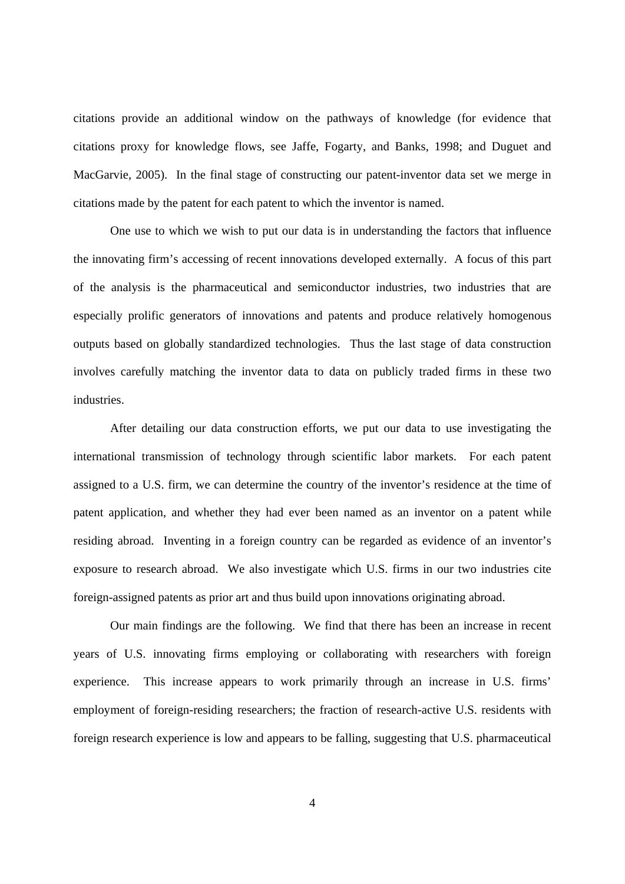citations provide an additional window on the pathways of knowledge (for evidence that citations proxy for knowledge flows, see Jaffe, Fogarty, and Banks, 1998; and Duguet and MacGarvie, 2005). In the final stage of constructing our patent-inventor data set we merge in citations made by the patent for each patent to which the inventor is named.

One use to which we wish to put our data is in understanding the factors that influence the innovating firm's accessing of recent innovations developed externally. A focus of this part of the analysis is the pharmaceutical and semiconductor industries, two industries that are especially prolific generators of innovations and patents and produce relatively homogenous outputs based on globally standardized technologies. Thus the last stage of data construction involves carefully matching the inventor data to data on publicly traded firms in these two industries.

After detailing our data construction efforts, we put our data to use investigating the international transmission of technology through scientific labor markets. For each patent assigned to a U.S. firm, we can determine the country of the inventor's residence at the time of patent application, and whether they had ever been named as an inventor on a patent while residing abroad. Inventing in a foreign country can be regarded as evidence of an inventor's exposure to research abroad. We also investigate which U.S. firms in our two industries cite foreign-assigned patents as prior art and thus build upon innovations originating abroad.

Our main findings are the following. We find that there has been an increase in recent years of U.S. innovating firms employing or collaborating with researchers with foreign experience. This increase appears to work primarily through an increase in U.S. firms' employment of foreign-residing researchers; the fraction of research-active U.S. residents with foreign research experience is low and appears to be falling, suggesting that U.S. pharmaceutical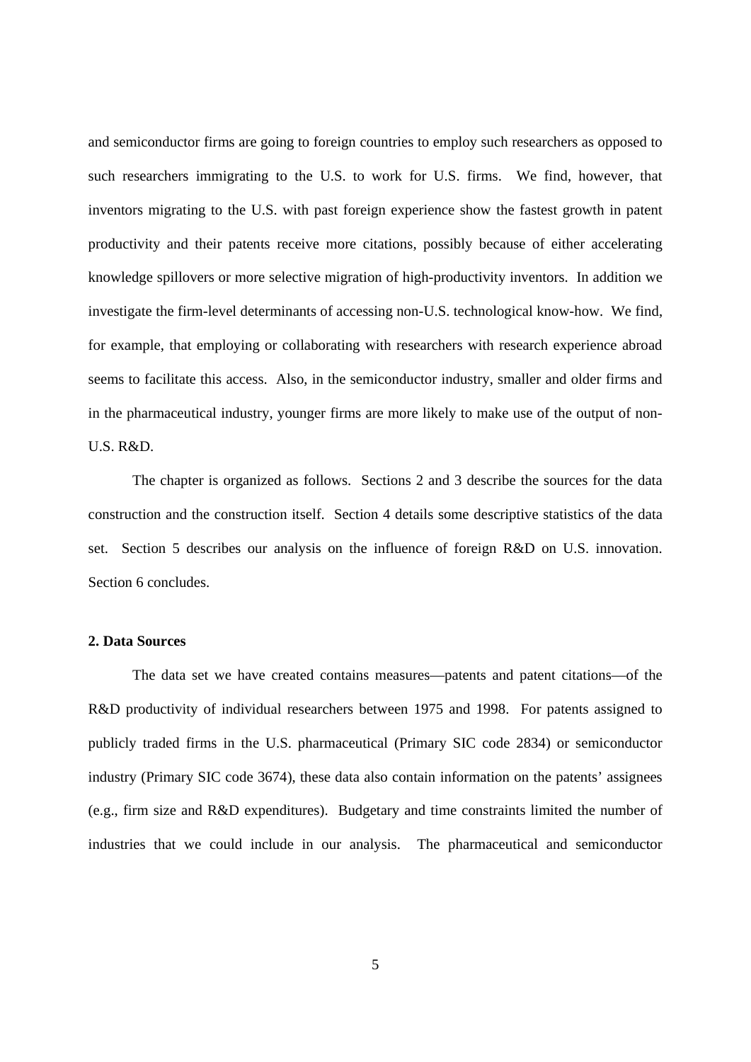and semiconductor firms are going to foreign countries to employ such researchers as opposed to such researchers immigrating to the U.S. to work for U.S. firms. We find, however, that inventors migrating to the U.S. with past foreign experience show the fastest growth in patent productivity and their patents receive more citations, possibly because of either accelerating knowledge spillovers or more selective migration of high-productivity inventors. In addition we investigate the firm-level determinants of accessing non-U.S. technological know-how. We find, for example, that employing or collaborating with researchers with research experience abroad seems to facilitate this access. Also, in the semiconductor industry, smaller and older firms and in the pharmaceutical industry, younger firms are more likely to make use of the output of non-U.S. R&D.

The chapter is organized as follows. Sections 2 and 3 describe the sources for the data construction and the construction itself. Section 4 details some descriptive statistics of the data set. Section 5 describes our analysis on the influence of foreign R&D on U.S. innovation. Section 6 concludes.

**2. Data Sources**

The data set we have created contains measures—patents and patent citations—of the R&D productivity of individual researchers between 1975 and 1998. For patents assigned to publicly traded firms in the U.S. pharmaceutical (Primary SIC code 2834) or semiconductor industry (Primary SIC code 3674), these data also contain information on the patents' assignees (e.g., firm size and R&D expenditures). Budgetary and time constraints limited the number of industries that we could include in our analysis. The pharmaceutical and semiconductor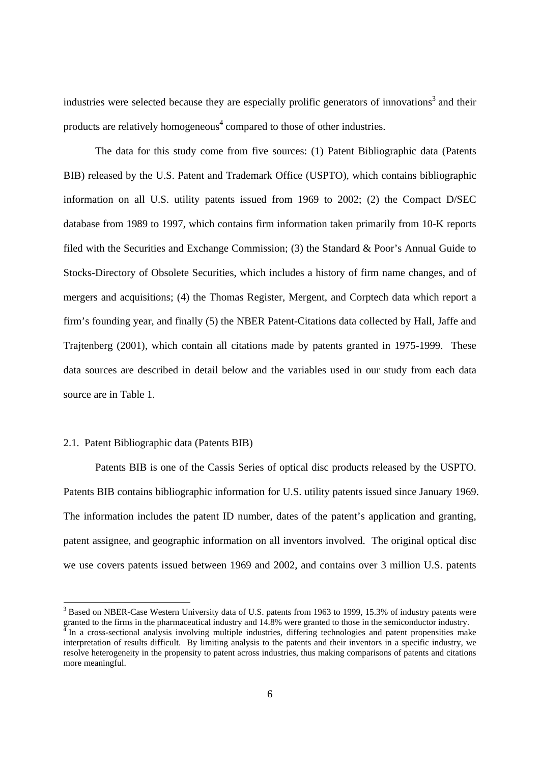industries were selected because they are especially prolific generators of innovations[3] and their products are relatively homogeneous[4] compared to those of other industries.

The data for this study come from five sources: (1) Patent Bibliographic data (Patents BIB) released by the U.S. Patent and Trademark Office (USPTO), which contains bibliographic information on all U.S. utility patents issued from 1969 to 2002; (2) the Compact D/SEC database from 1989 to 1997, which contains firm information taken primarily from 10-K reports filed with the Securities and Exchange Commission; (3) the Standard & Poor's Annual Guide to Stocks-Directory of Obsolete Securities, which includes a history of firm name changes, and of mergers and acquisitions; (4) the Thomas Register, Mergent, and Corptech data which report a firm's founding year, and finally (5) the NBER Patent-Citations data collected by Hall, Jaffe and Trajtenberg (2001), which contain all citations made by patents granted in 1975-1999. These data sources are described in detail below and the variables used in our study from each data source are in Table 1.

### 2.1. Patent Bibliographic data (Patents BIB)

Patents BIB is one of the Cassis Series of optical disc products released by the USPTO. Patents BIB contains bibliographic information for U.S. utility patents issued since January 1969. The information includes the patent ID number, dates of the patent's application and granting, patent assignee, and geographic information on all inventors involved. The original optical disc we use covers patents issued between 1969 and 2002, and contains over 3 million U.S. patents

---

[3] Based on NBER-Case Western University data of U.S. patents from 1963 to 1999, 15.3% of industry patents were granted to the firms in the pharmaceutical industry and 14.8% were granted to those in the semiconductor industry.

[4] In a cross-sectional analysis involving multiple industries, differing technologies and patent propensities make interpretation of results difficult. By limiting analysis to the patents and their inventors in a specific industry, we resolve heterogeneity in the propensity to patent across industries, thus making comparisons of patents and citations more meaningful.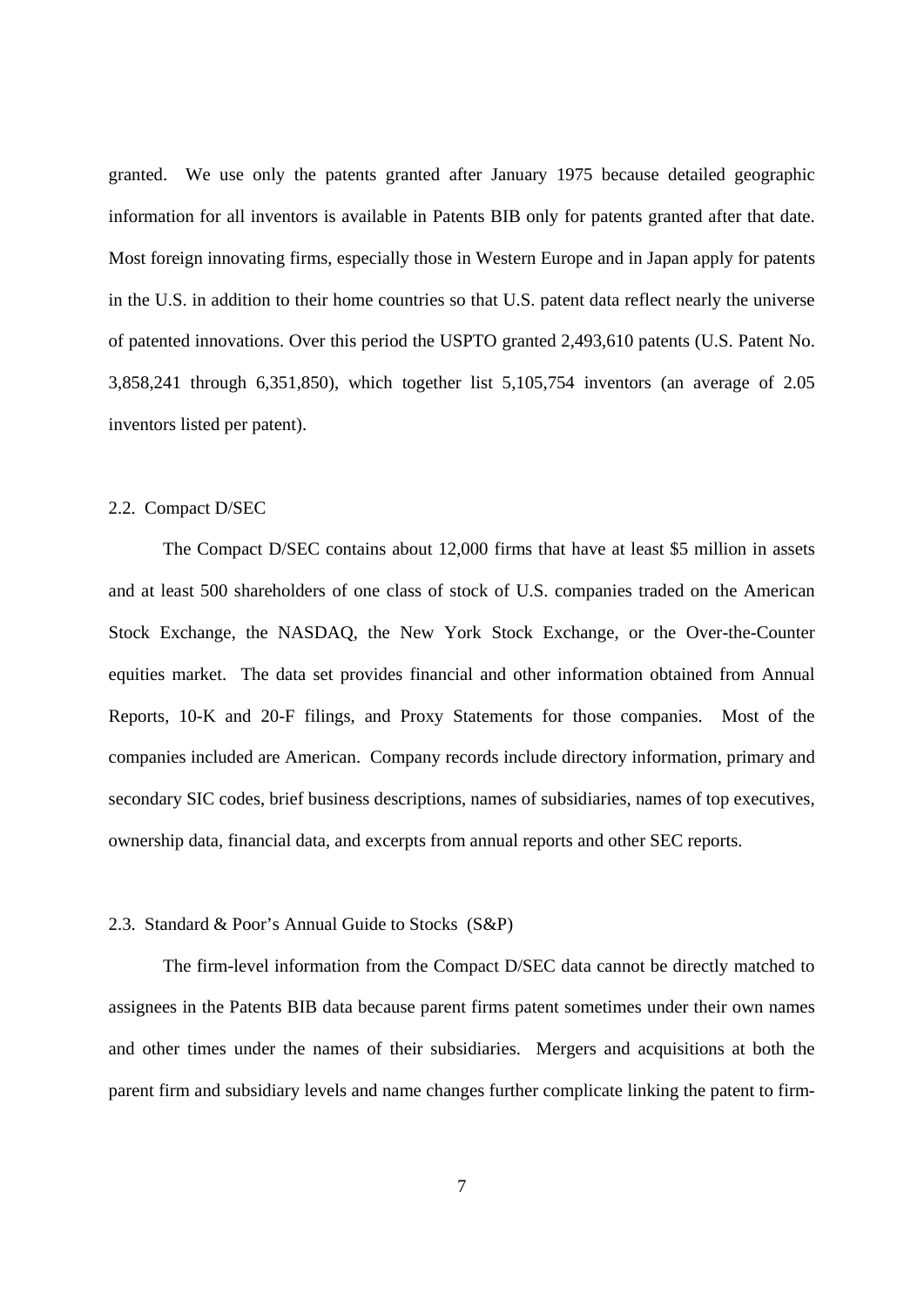granted. We use only the patents granted after January 1975 because detailed geographic information for all inventors is available in Patents BIB only for patents granted after that date. Most foreign innovating firms, especially those in Western Europe and in Japan apply for patents in the U.S. in addition to their home countries so that U.S. patent data reflect nearly the universe of patented innovations. Over this period the USPTO granted 2,493,610 patents (U.S. Patent No. 3,858,241 through 6,351,850), which together list 5,105,754 inventors (an average of 2.05 inventors listed per patent).

### 2.2. Compact D/SEC

The Compact D/SEC contains about 12,000 firms that have at least $5 million in assets and at least 500 shareholders of one class of stock of U.S. companies traded on the American Stock Exchange, the NASDAQ, the New York Stock Exchange, or the Over-the-Counter equities market. The data set provides financial and other information obtained from Annual Reports, 10-K and 20-F filings, and Proxy Statements for those companies. Most of the companies included are American. Company records include directory information, primary and secondary SIC codes, brief business descriptions, names of subsidiaries, names of top executives, ownership data, financial data, and excerpts from annual reports and other SEC reports.

### 2.3. Standard & Poor's Annual Guide to Stocks (S&P)

The firm-level information from the Compact D/SEC data cannot be directly matched to assignees in the Patents BIB data because parent firms patent sometimes under their own names and other times under the names of their subsidiaries. Mergers and acquisitions at both the parent firm and subsidiary levels and name changes further complicate linking the patent to firm-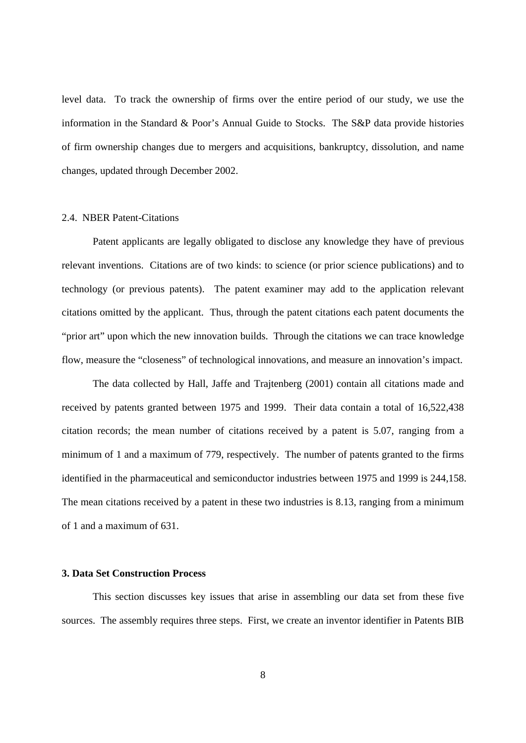level data. To track the ownership of firms over the entire period of our study, we use the information in the Standard & Poor's Annual Guide to Stocks. The S&P data provide histories of firm ownership changes due to mergers and acquisitions, bankruptcy, dissolution, and name changes, updated through December 2002.

### 2.4. NBER Patent-Citations

Patent applicants are legally obligated to disclose any knowledge they have of previous relevant inventions. Citations are of two kinds: to science (or prior science publications) and to technology (or previous patents). The patent examiner may add to the application relevant citations omitted by the applicant. Thus, through the patent citations each patent documents the "prior art" upon which the new innovation builds. Through the citations we can trace knowledge flow, measure the "closeness" of technological innovations, and measure an innovation's impact.

The data collected by Hall, Jaffe and Trajtenberg (2001) contain all citations made and received by patents granted between 1975 and 1999. Their data contain a total of 16,522,438 citation records; the mean number of citations received by a patent is 5.07, ranging from a minimum of 1 and a maximum of 779, respectively. The number of patents granted to the firms identified in the pharmaceutical and semiconductor industries between 1975 and 1999 is 244,158. The mean citations received by a patent in these two industries is 8.13, ranging from a minimum of 1 and a maximum of 631.

## 3. Data Set Construction Process

This section discusses key issues that arise in assembling our data set from these five sources. The assembly requires three steps. First, we create an inventor identifier in Patents BIB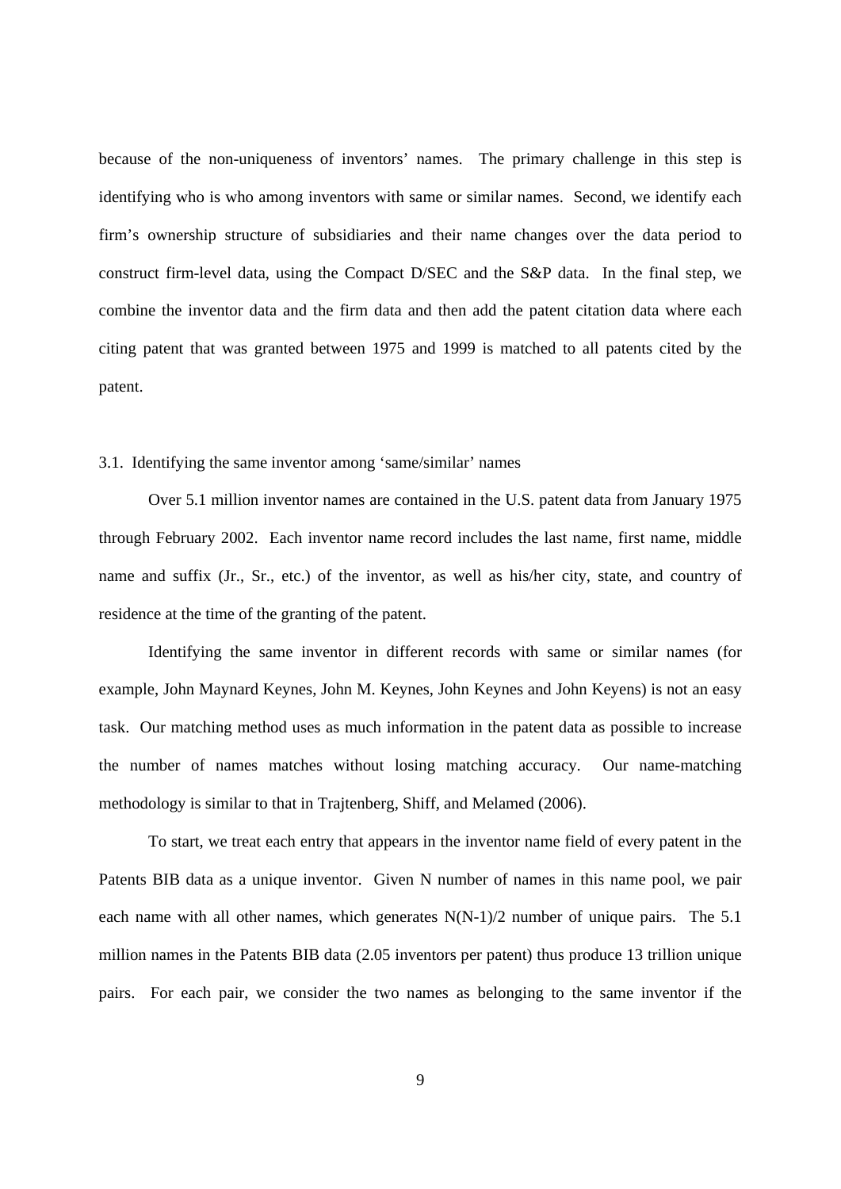because of the non-uniqueness of inventors' names. The primary challenge in this step is identifying who is who among inventors with same or similar names. Second, we identify each firm's ownership structure of subsidiaries and their name changes over the data period to construct firm-level data, using the Compact D/SEC and the S&P data. In the final step, we combine the inventor data and the firm data and then add the patent citation data where each citing patent that was granted between 1975 and 1999 is matched to all patents cited by the patent.

### 3.1. Identifying the same inventor among 'same/similar' names

Over 5.1 million inventor names are contained in the U.S. patent data from January 1975 through February 2002. Each inventor name record includes the last name, first name, middle name and suffix (Jr., Sr., etc.) of the inventor, as well as his/her city, state, and country of residence at the time of the granting of the patent.

Identifying the same inventor in different records with same or similar names (for example, John Maynard Keynes, John M. Keynes, John Keynes and John Keyens) is not an easy task. Our matching method uses as much information in the patent data as possible to increase the number of names matches without losing matching accuracy. Our name-matching methodology is similar to that in Trajtenberg, Shiff, and Melamed (2006).

To start, we treat each entry that appears in the inventor name field of every patent in the Patents BIB data as a unique inventor. Given N number of names in this name pool, we pair each name with all other names, which generates $N(N-1)/2$ number of unique pairs. The 5.1 million names in the Patents BIB data (2.05 inventors per patent) thus produce 13 trillion unique pairs. For each pair, we consider the two names as belonging to the same inventor if the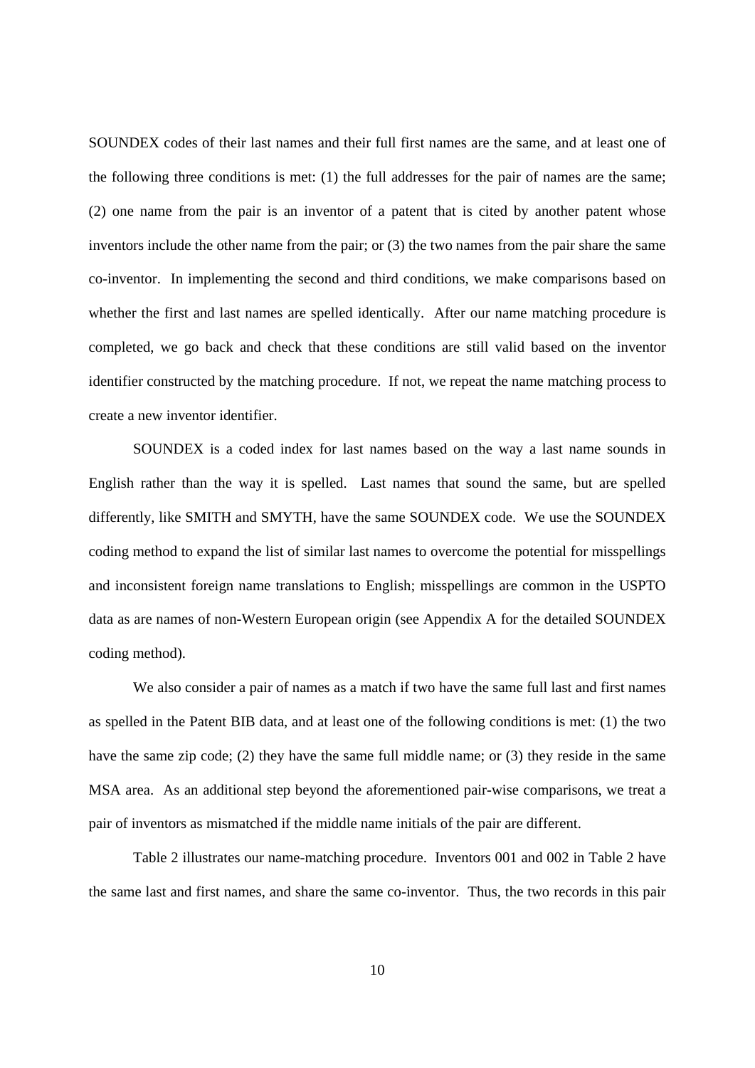SOUNDEX codes of their last names and their full first names are the same, and at least one of the following three conditions is met: (1) the full addresses for the pair of names are the same; (2) one name from the pair is an inventor of a patent that is cited by another patent whose inventors include the other name from the pair; or (3) the two names from the pair share the same co-inventor. In implementing the second and third conditions, we make comparisons based on whether the first and last names are spelled identically. After our name matching procedure is completed, we go back and check that these conditions are still valid based on the inventor identifier constructed by the matching procedure. If not, we repeat the name matching process to create a new inventor identifier.

SOUNDEX is a coded index for last names based on the way a last name sounds in English rather than the way it is spelled. Last names that sound the same, but are spelled differently, like SMITH and SMYTH, have the same SOUNDEX code. We use the SOUNDEX coding method to expand the list of similar last names to overcome the potential for misspellings and inconsistent foreign name translations to English; misspellings are common in the USPTO data as are names of non-Western European origin (see Appendix A for the detailed SOUNDEX coding method).

We also consider a pair of names as a match if two have the same full last and first names as spelled in the Patent BIB data, and at least one of the following conditions is met: (1) the two have the same zip code; (2) they have the same full middle name; or (3) they reside in the same MSA area. As an additional step beyond the aforementioned pair-wise comparisons, we treat a pair of inventors as mismatched if the middle name initials of the pair are different.

Table 2 illustrates our name-matching procedure. Inventors 001 and 002 in Table 2 have the same last and first names, and share the same co-inventor. Thus, the two records in this pair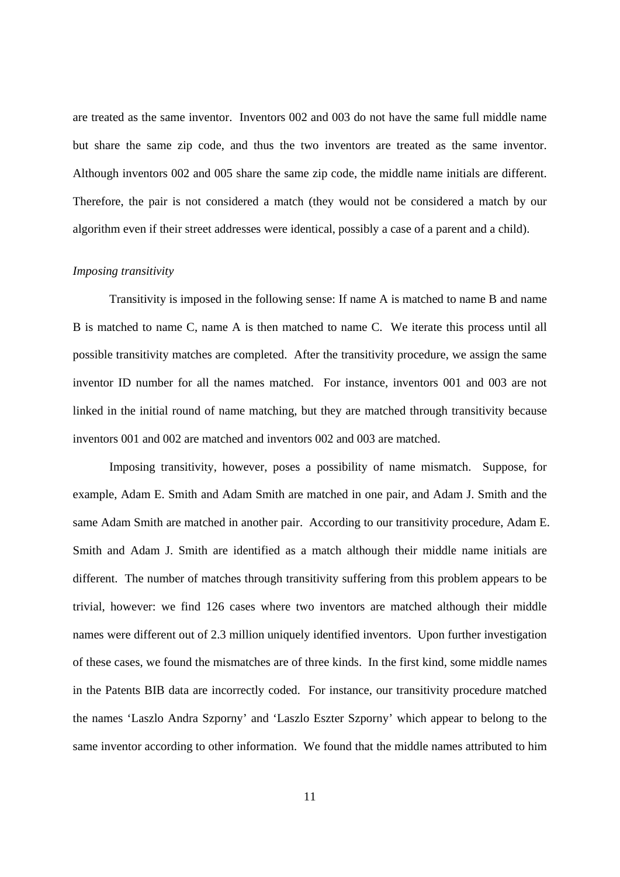are treated as the same inventor. Inventors 002 and 003 do not have the same full middle name but share the same zip code, and thus the two inventors are treated as the same inventor. Although inventors 002 and 005 share the same zip code, the middle name initials are different. Therefore, the pair is not considered a match (they would not be considered a match by our algorithm even if their street addresses were identical, possibly a case of a parent and a child).

*Imposing transitivity*

Transitivity is imposed in the following sense: If name A is matched to name B and name B is matched to name C, name A is then matched to name C. We iterate this process until all possible transitivity matches are completed. After the transitivity procedure, we assign the same inventor ID number for all the names matched. For instance, inventors 001 and 003 are not linked in the initial round of name matching, but they are matched through transitivity because inventors 001 and 002 are matched and inventors 002 and 003 are matched.

Imposing transitivity, however, poses a possibility of name mismatch. Suppose, for example, Adam E. Smith and Adam Smith are matched in one pair, and Adam J. Smith and the same Adam Smith are matched in another pair. According to our transitivity procedure, Adam E. Smith and Adam J. Smith are identified as a match although their middle name initials are different. The number of matches through transitivity suffering from this problem appears to be trivial, however: we find 126 cases where two inventors are matched although their middle names were different out of 2.3 million uniquely identified inventors. Upon further investigation of these cases, we found the mismatches are of three kinds. In the first kind, some middle names in the Patents BIB data are incorrectly coded. For instance, our transitivity procedure matched the names 'Laszlo Andra Szporny' and 'Laszlo Eszter Szporny' which appear to belong to the same inventor according to other information. We found that the middle names attributed to him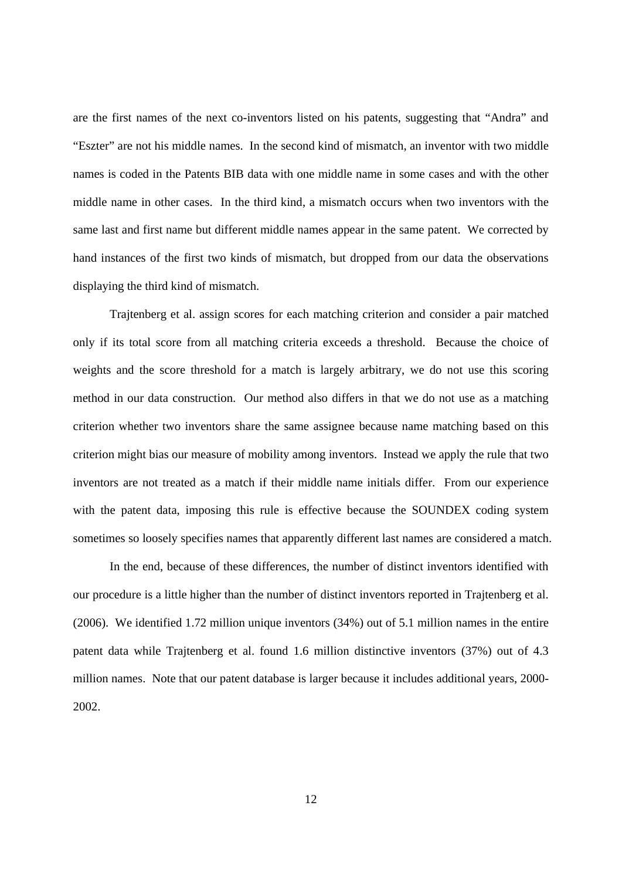are the first names of the next co-inventors listed on his patents, suggesting that "Andra" and "Eszter" are not his middle names. In the second kind of mismatch, an inventor with two middle names is coded in the Patents BIB data with one middle name in some cases and with the other middle name in other cases. In the third kind, a mismatch occurs when two inventors with the same last and first name but different middle names appear in the same patent. We corrected by hand instances of the first two kinds of mismatch, but dropped from our data the observations displaying the third kind of mismatch.

Trajtenberg et al. assign scores for each matching criterion and consider a pair matched only if its total score from all matching criteria exceeds a threshold. Because the choice of weights and the score threshold for a match is largely arbitrary, we do not use this scoring method in our data construction. Our method also differs in that we do not use as a matching criterion whether two inventors share the same assignee because name matching based on this criterion might bias our measure of mobility among inventors. Instead we apply the rule that two inventors are not treated as a match if their middle name initials differ. From our experience with the patent data, imposing this rule is effective because the SOUNDEX coding system sometimes so loosely specifies names that apparently different last names are considered a match.

In the end, because of these differences, the number of distinct inventors identified with our procedure is a little higher than the number of distinct inventors reported in Trajtenberg et al. (2006). We identified 1.72 million unique inventors (34%) out of 5.1 million names in the entire patent data while Trajtenberg et al. found 1.6 million distinctive inventors (37%) out of 4.3 million names. Note that our patent database is larger because it includes additional years, 2000-2002.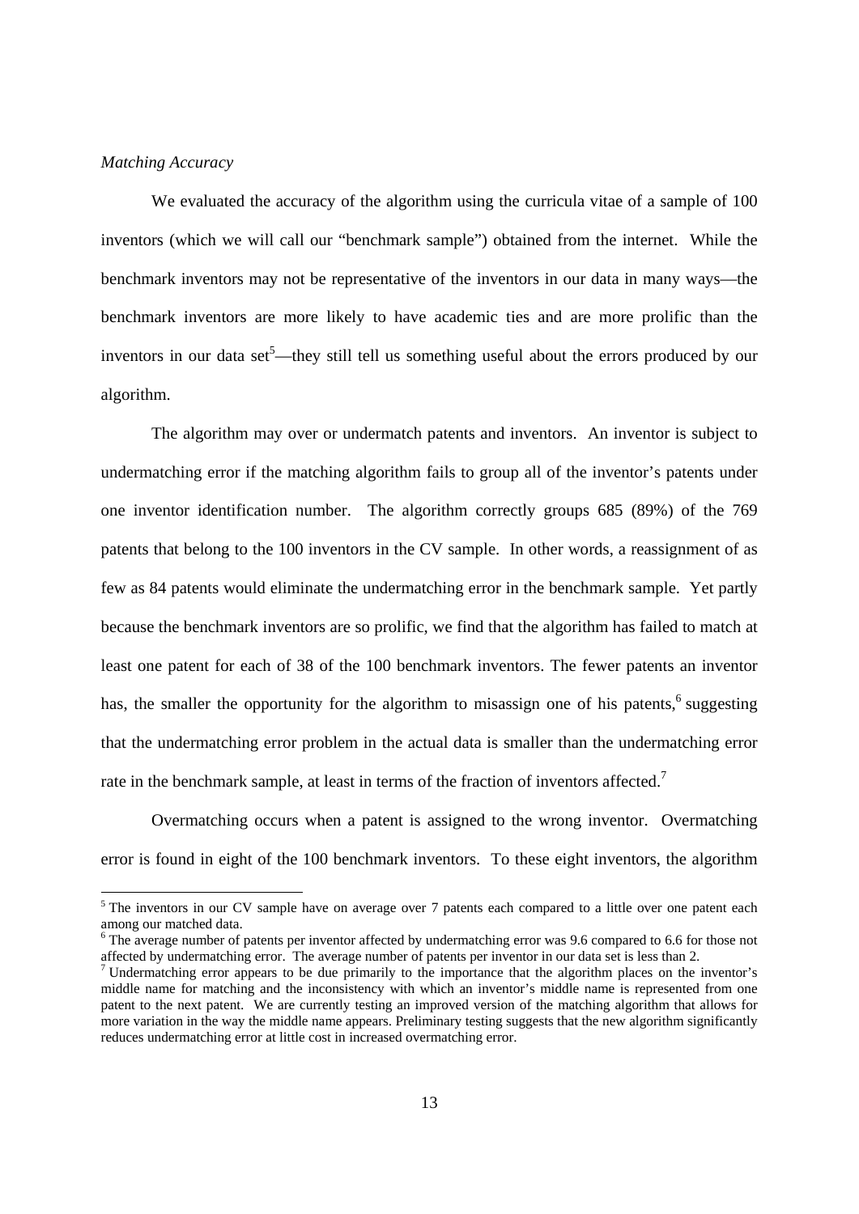*Matching Accuracy*

We evaluated the accuracy of the algorithm using the curricula vitae of a sample of 100 inventors (which we will call our "benchmark sample") obtained from the internet. While the benchmark inventors may not be representative of the inventors in our data in many ways—the benchmark inventors are more likely to have academic ties and are more prolific than the inventors in our data set[5]—they still tell us something useful about the errors produced by our algorithm.

The algorithm may over or undermatch patents and inventors. An inventor is subject to undermatching error if the matching algorithm fails to group all of the inventor's patents under one inventor identification number. The algorithm correctly groups 685 (89%) of the 769 patents that belong to the 100 inventors in the CV sample. In other words, a reassignment of as few as 84 patents would eliminate the undermatching error in the benchmark sample. Yet partly because the benchmark inventors are so prolific, we find that the algorithm has failed to match at least one patent for each of 38 of the 100 benchmark inventors. The fewer patents an inventor has, the smaller the opportunity for the algorithm to misassign one of his patents,[6] suggesting that the undermatching error problem in the actual data is smaller than the undermatching error rate in the benchmark sample, at least in terms of the fraction of inventors affected.[7]

Overmatching occurs when a patent is assigned to the wrong inventor. Overmatching error is found in eight of the 100 benchmark inventors. To these eight inventors, the algorithm

---

[5] The inventors in our CV sample have on average over 7 patents each compared to a little over one patent each among our matched data.

[6] The average number of patents per inventor affected by undermatching error was 9.6 compared to 6.6 for those not affected by undermatching error. The average number of patents per inventor in our data set is less than 2.

[7] Undermatching error appears to be due primarily to the importance that the algorithm places on the inventor's middle name for matching and the inconsistency with which an inventor's middle name is represented from one patent to the next patent. We are currently testing an improved version of the matching algorithm that allows for more variation in the way the middle name appears. Preliminary testing suggests that the new algorithm significantly reduces undermatching error at little cost in increased overmatching error.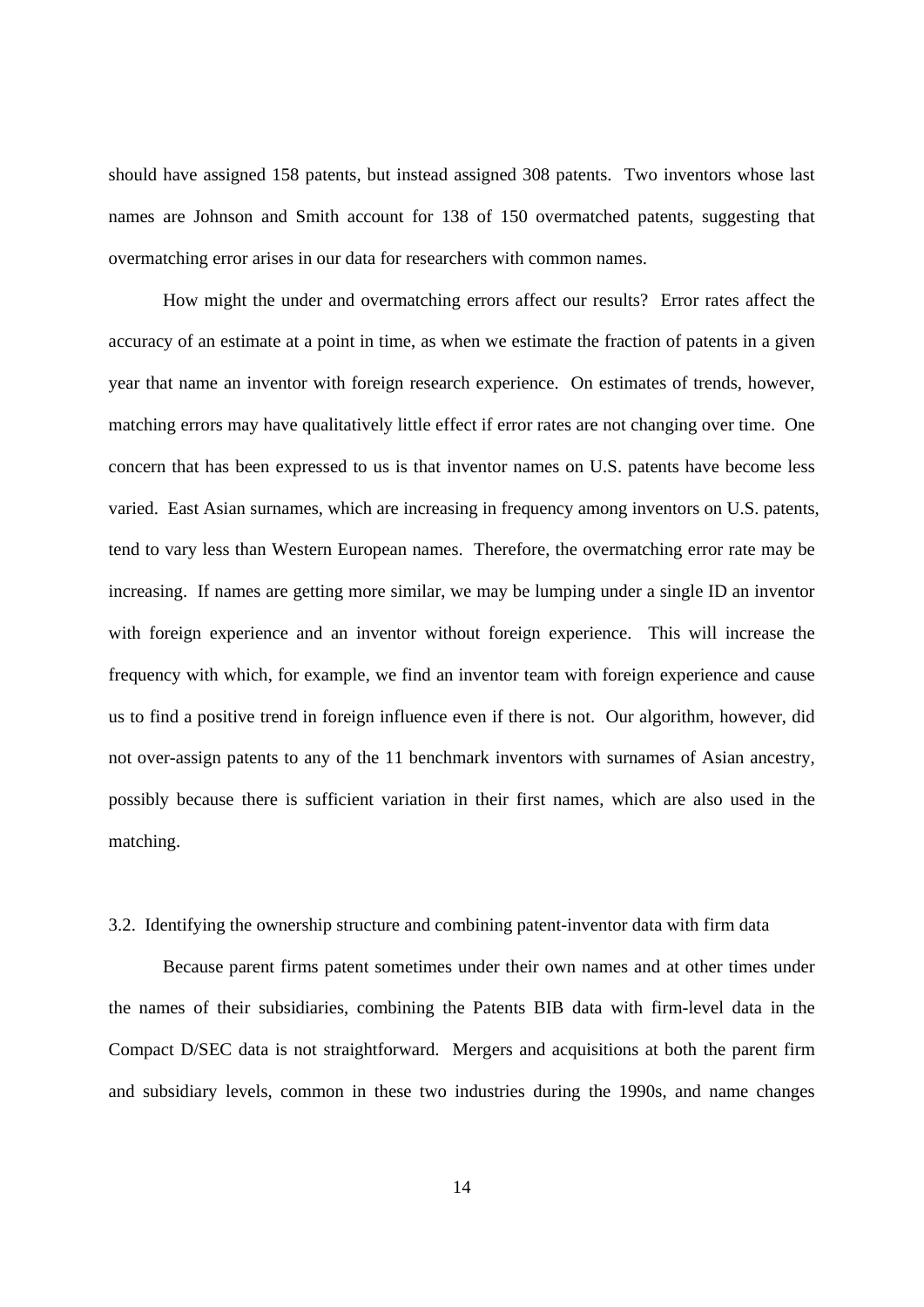should have assigned 158 patents, but instead assigned 308 patents. Two inventors whose last names are Johnson and Smith account for 138 of 150 overmatched patents, suggesting that overmatching error arises in our data for researchers with common names.

How might the under and overmatching errors affect our results? Error rates affect the accuracy of an estimate at a point in time, as when we estimate the fraction of patents in a given year that name an inventor with foreign research experience. On estimates of trends, however, matching errors may have qualitatively little effect if error rates are not changing over time. One concern that has been expressed to us is that inventor names on U.S. patents have become less varied. East Asian surnames, which are increasing in frequency among inventors on U.S. patents, tend to vary less than Western European names. Therefore, the overmatching error rate may be increasing. If names are getting more similar, we may be lumping under a single ID an inventor with foreign experience and an inventor without foreign experience. This will increase the frequency with which, for example, we find an inventor team with foreign experience and cause us to find a positive trend in foreign influence even if there is not. Our algorithm, however, did not over-assign patents to any of the 11 benchmark inventors with surnames of Asian ancestry, possibly because there is sufficient variation in their first names, which are also used in the matching.

### 3.2. Identifying the ownership structure and combining patent-inventor data with firm data

Because parent firms patent sometimes under their own names and at other times under the names of their subsidiaries, combining the Patents BIB data with firm-level data in the Compact D/SEC data is not straightforward. Mergers and acquisitions at both the parent firm and subsidiary levels, common in these two industries during the 1990s, and name changes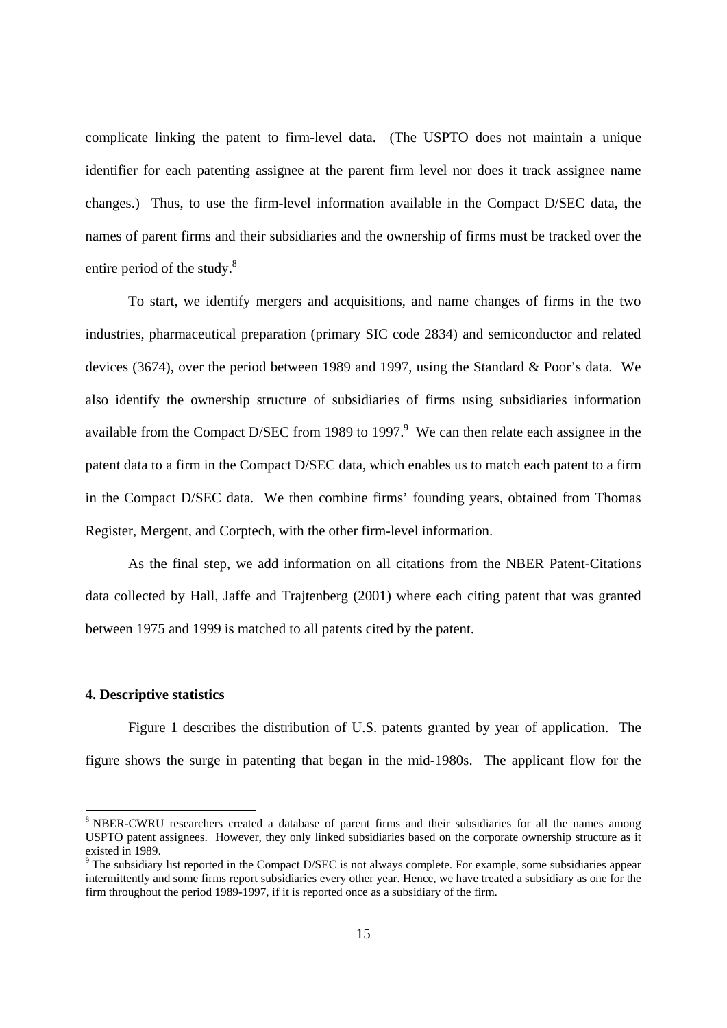complicate linking the patent to firm-level data. (The USPTO does not maintain a unique identifier for each patenting assignee at the parent firm level nor does it track assignee name changes.) Thus, to use the firm-level information available in the Compact D/SEC data, the names of parent firms and their subsidiaries and the ownership of firms must be tracked over the entire period of the study.[8]

To start, we identify mergers and acquisitions, and name changes of firms in the two industries, pharmaceutical preparation (primary SIC code 2834) and semiconductor and related devices (3674), over the period between 1989 and 1997, using the Standard & Poor's data. We also identify the ownership structure of subsidiaries of firms using subsidiaries information available from the Compact D/SEC from 1989 to 1997.[9] We can then relate each assignee in the patent data to a firm in the Compact D/SEC data, which enables us to match each patent to a firm in the Compact D/SEC data. We then combine firms' founding years, obtained from Thomas Register, Mergent, and Corptech, with the other firm-level information.

As the final step, we add information on all citations from the NBER Patent-Citations data collected by Hall, Jaffe and Trajtenberg (2001) where each citing patent that was granted between 1975 and 1999 is matched to all patents cited by the patent.

## 4. Descriptive statistics

Figure 1 describes the distribution of U.S. patents granted by year of application. The figure shows the surge in patenting that began in the mid-1980s. The applicant flow for the

[8] NBER-CWRU researchers created a database of parent firms and their subsidiaries for all the names among USPTO patent assignees. However, they only linked subsidiaries based on the corporate ownership structure as it existed in 1989.

[9] The subsidiary list reported in the Compact D/SEC is not always complete. For example, some subsidiaries appear intermittently and some firms report subsidiaries every other year. Hence, we have treated a subsidiary as one for the firm throughout the period 1989-1997, if it is reported once as a subsidiary of the firm.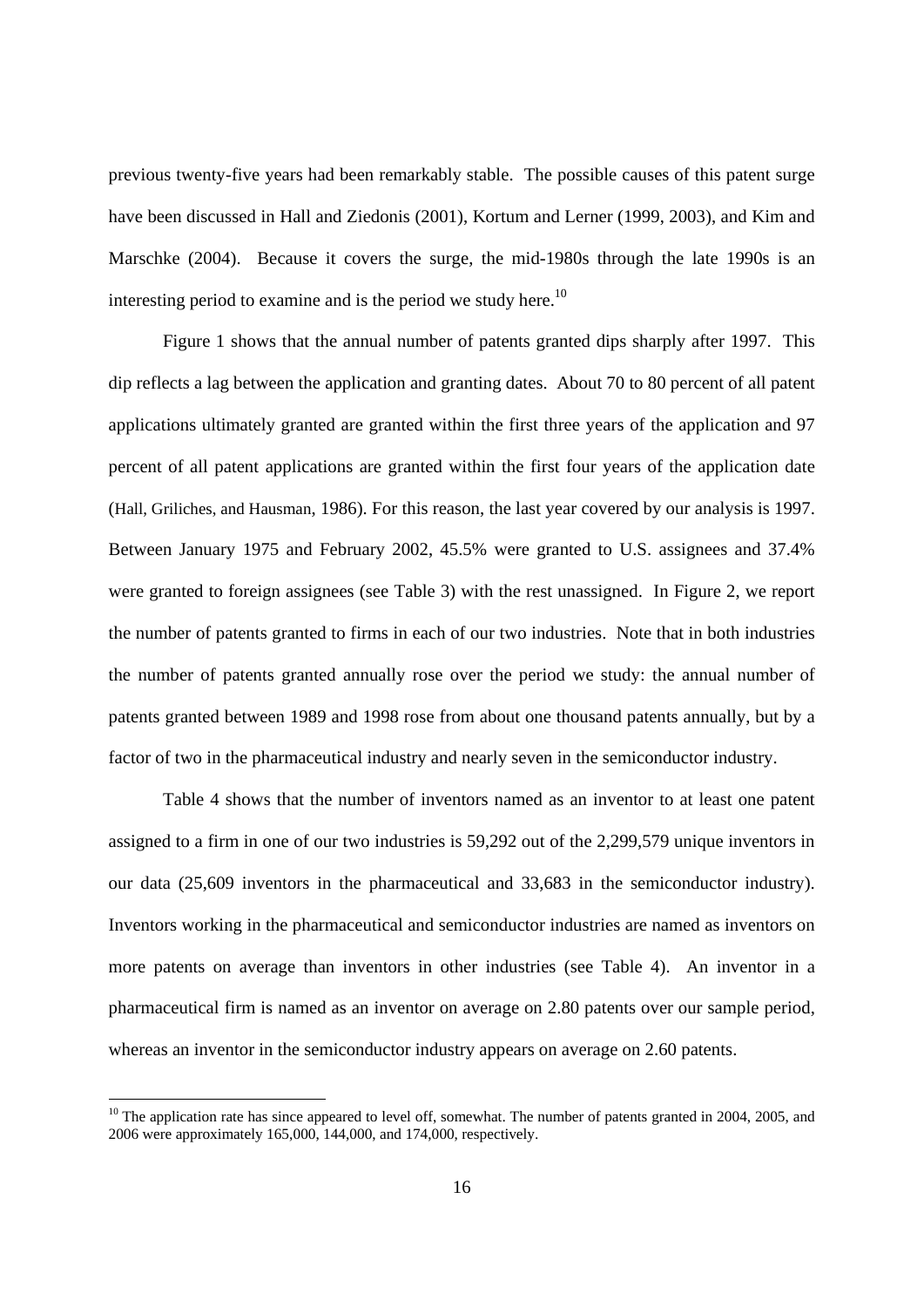previous twenty-five years had been remarkably stable. The possible causes of this patent surge have been discussed in Hall and Ziedonis (2001), Kortum and Lerner (1999, 2003), and Kim and Marschke (2004). Because it covers the surge, the mid-1980s through the late 1990s is an interesting period to examine and is the period we study here.[10]

Figure 1 shows that the annual number of patents granted dips sharply after 1997. This dip reflects a lag between the application and granting dates. About 70 to 80 percent of all patent applications ultimately granted are granted within the first three years of the application and 97 percent of all patent applications are granted within the first four years of the application date (Hall, Griliches, and Hausman, 1986). For this reason, the last year covered by our analysis is 1997. Between January 1975 and February 2002, 45.5% were granted to U.S. assignees and 37.4% were granted to foreign assignees (see Table 3) with the rest unassigned. In Figure 2, we report the number of patents granted to firms in each of our two industries. Note that in both industries the number of patents granted annually rose over the period we study: the annual number of patents granted between 1989 and 1998 rose from about one thousand patents annually, but by a factor of two in the pharmaceutical industry and nearly seven in the semiconductor industry.

Table 4 shows that the number of inventors named as an inventor to at least one patent assigned to a firm in one of our two industries is 59,292 out of the 2,299,579 unique inventors in our data (25,609 inventors in the pharmaceutical and 33,683 in the semiconductor industry). Inventors working in the pharmaceutical and semiconductor industries are named as inventors on more patents on average than inventors in other industries (see Table 4). An inventor in a pharmaceutical firm is named as an inventor on average on 2.80 patents over our sample period, whereas an inventor in the semiconductor industry appears on average on 2.60 patents.

[10] The application rate has since appeared to level off, somewhat. The number of patents granted in 2004, 2005, and 2006 were approximately 165,000, 144,000, and 174,000, respectively.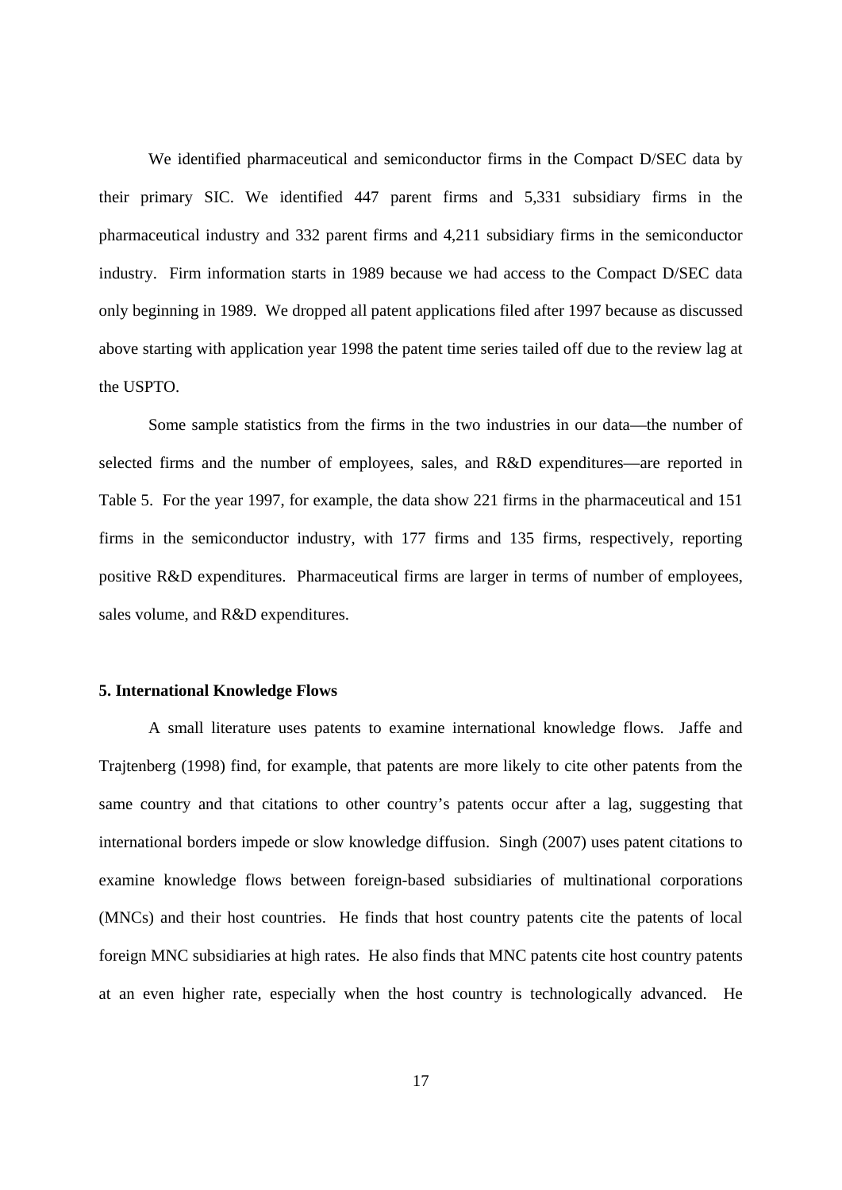We identified pharmaceutical and semiconductor firms in the Compact D/SEC data by their primary SIC. We identified 447 parent firms and 5,331 subsidiary firms in the pharmaceutical industry and 332 parent firms and 4,211 subsidiary firms in the semiconductor industry. Firm information starts in 1989 because we had access to the Compact D/SEC data only beginning in 1989. We dropped all patent applications filed after 1997 because as discussed above starting with application year 1998 the patent time series tailed off due to the review lag at the USPTO.

Some sample statistics from the firms in the two industries in our data—the number of selected firms and the number of employees, sales, and R&D expenditures—are reported in Table 5. For the year 1997, for example, the data show 221 firms in the pharmaceutical and 151 firms in the semiconductor industry, with 177 firms and 135 firms, respectively, reporting positive R&D expenditures. Pharmaceutical firms are larger in terms of number of employees, sales volume, and R&D expenditures.

## 5. International Knowledge Flows

A small literature uses patents to examine international knowledge flows. Jaffe and Trajtenberg (1998) find, for example, that patents are more likely to cite other patents from the same country and that citations to other country's patents occur after a lag, suggesting that international borders impede or slow knowledge diffusion. Singh (2007) uses patent citations to examine knowledge flows between foreign-based subsidiaries of multinational corporations (MNCs) and their host countries. He finds that host country patents cite the patents of local foreign MNC subsidiaries at high rates. He also finds that MNC patents cite host country patents at an even higher rate, especially when the host country is technologically advanced. He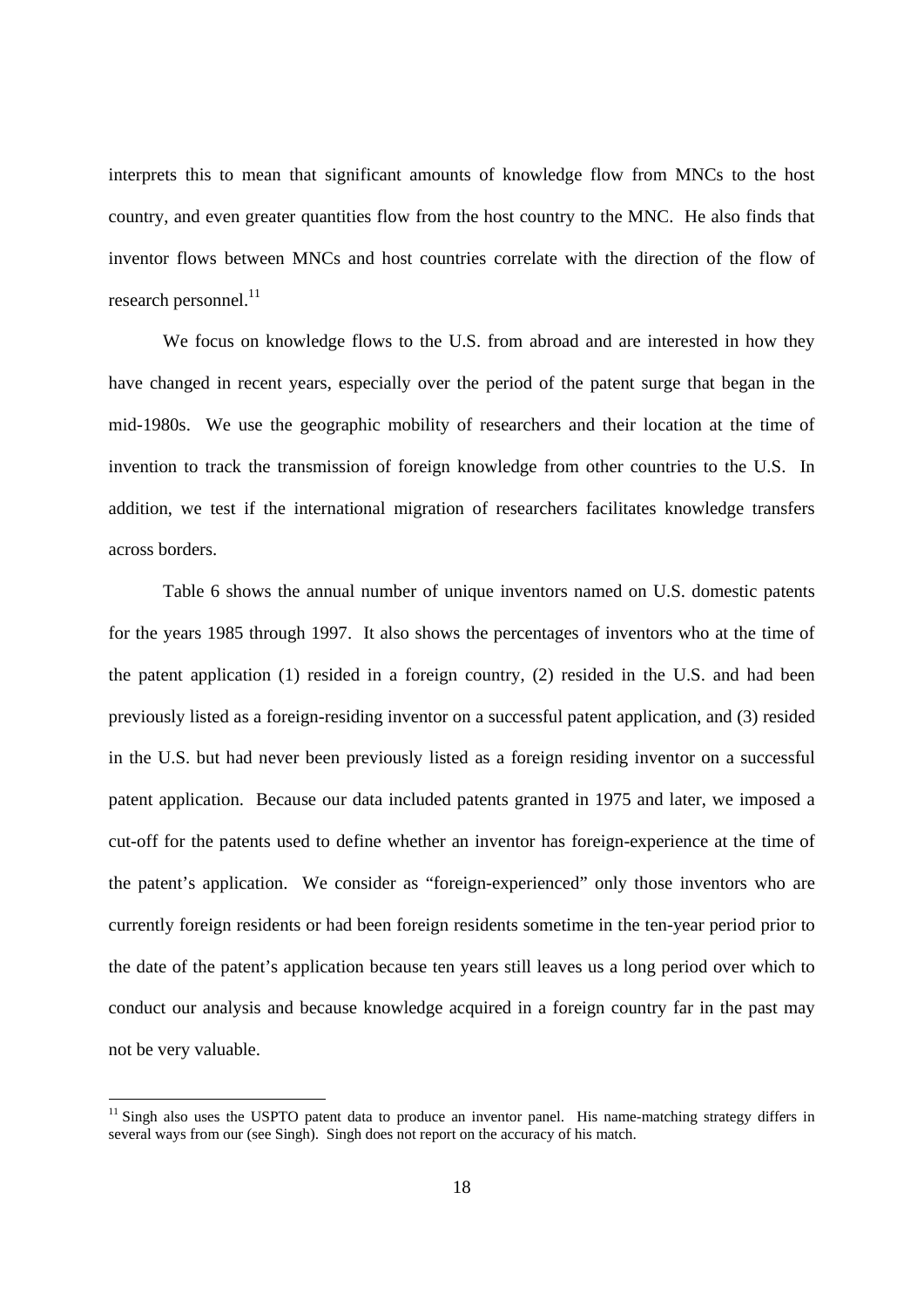interprets this to mean that significant amounts of knowledge flow from MNCs to the host country, and even greater quantities flow from the host country to the MNC. He also finds that inventor flows between MNCs and host countries correlate with the direction of the flow of research personnel.[11]

We focus on knowledge flows to the U.S. from abroad and are interested in how they have changed in recent years, especially over the period of the patent surge that began in the mid-1980s. We use the geographic mobility of researchers and their location at the time of invention to track the transmission of foreign knowledge from other countries to the U.S. In addition, we test if the international migration of researchers facilitates knowledge transfers across borders.

Table 6 shows the annual number of unique inventors named on U.S. domestic patents for the years 1985 through 1997. It also shows the percentages of inventors who at the time of the patent application (1) resided in a foreign country, (2) resided in the U.S. and had been previously listed as a foreign-residing inventor on a successful patent application, and (3) resided in the U.S. but had never been previously listed as a foreign residing inventor on a successful patent application. Because our data included patents granted in 1975 and later, we imposed a cut-off for the patents used to define whether an inventor has foreign-experience at the time of the patent's application. We consider as "foreign-experienced" only those inventors who are currently foreign residents or had been foreign residents sometime in the ten-year period prior to the date of the patent's application because ten years still leaves us a long period over which to conduct our analysis and because knowledge acquired in a foreign country far in the past may not be very valuable.

[11] Singh also uses the USPTO patent data to produce an inventor panel. His name-matching strategy differs in several ways from our (see Singh). Singh does not report on the accuracy of his match.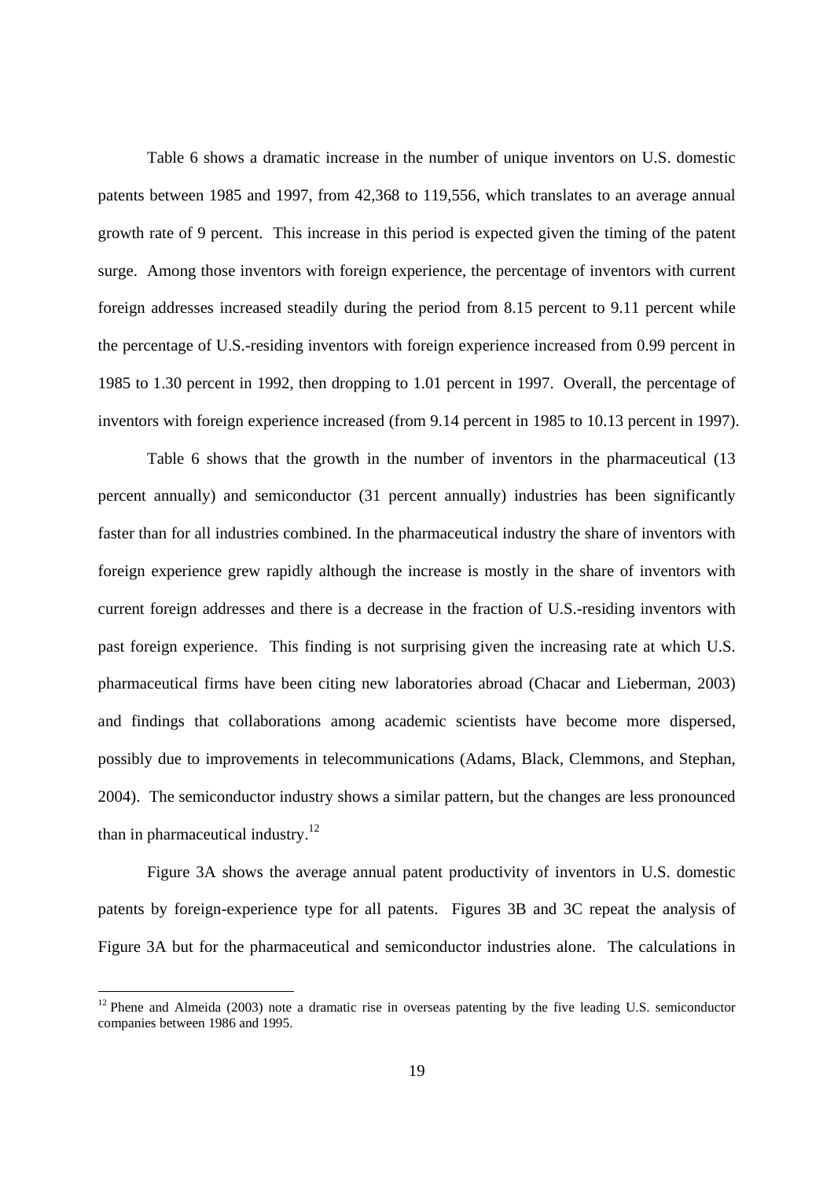Table 6 shows a dramatic increase in the number of unique inventors on U.S. domestic patents between 1985 and 1997, from 42,368 to 119,556, which translates to an average annual growth rate of 9 percent. This increase in this period is expected given the timing of the patent surge. Among those inventors with foreign experience, the percentage of inventors with current foreign addresses increased steadily during the period from 8.15 percent to 9.11 percent while the percentage of U.S.-residing inventors with foreign experience increased from 0.99 percent in 1985 to 1.30 percent in 1992, then dropping to 1.01 percent in 1997. Overall, the percentage of inventors with foreign experience increased (from 9.14 percent in 1985 to 10.13 percent in 1997).

Table 6 shows that the growth in the number of inventors in the pharmaceutical (13 percent annually) and semiconductor (31 percent annually) industries has been significantly faster than for all industries combined. In the pharmaceutical industry the share of inventors with foreign experience grew rapidly although the increase is mostly in the share of inventors with current foreign addresses and there is a decrease in the fraction of U.S.-residing inventors with past foreign experience. This finding is not surprising given the increasing rate at which U.S. pharmaceutical firms have been citing new laboratories abroad (Chacar and Lieberman, 2003) and findings that collaborations among academic scientists have become more dispersed, possibly due to improvements in telecommunications (Adams, Black, Clemmons, and Stephan, 2004). The semiconductor industry shows a similar pattern, but the changes are less pronounced than in pharmaceutical industry.[12]

Figure 3A shows the average annual patent productivity of inventors in U.S. domestic patents by foreign-experience type for all patents. Figures 3B and 3C repeat the analysis of Figure 3A but for the pharmaceutical and semiconductor industries alone. The calculations in

[12] Phene and Almeida (2003) note a dramatic rise in overseas patenting by the five leading U.S. semiconductor companies between 1986 and 1995.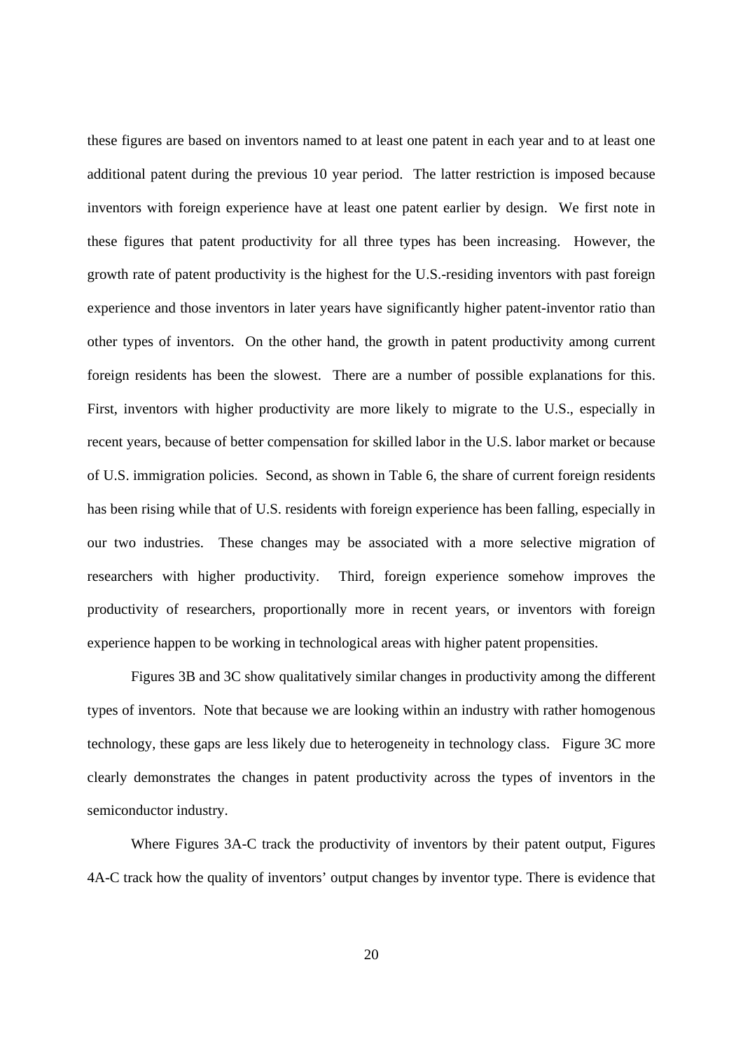these figures are based on inventors named to at least one patent in each year and to at least one additional patent during the previous 10 year period. The latter restriction is imposed because inventors with foreign experience have at least one patent earlier by design. We first note in these figures that patent productivity for all three types has been increasing. However, the growth rate of patent productivity is the highest for the U.S.-residing inventors with past foreign experience and those inventors in later years have significantly higher patent-inventor ratio than other types of inventors. On the other hand, the growth in patent productivity among current foreign residents has been the slowest. There are a number of possible explanations for this. First, inventors with higher productivity are more likely to migrate to the U.S., especially in recent years, because of better compensation for skilled labor in the U.S. labor market or because of U.S. immigration policies. Second, as shown in Table 6, the share of current foreign residents has been rising while that of U.S. residents with foreign experience has been falling, especially in our two industries. These changes may be associated with a more selective migration of researchers with higher productivity. Third, foreign experience somehow improves the productivity of researchers, proportionally more in recent years, or inventors with foreign experience happen to be working in technological areas with higher patent propensities.

Figures 3B and 3C show qualitatively similar changes in productivity among the different types of inventors. Note that because we are looking within an industry with rather homogenous technology, these gaps are less likely due to heterogeneity in technology class. Figure 3C more clearly demonstrates the changes in patent productivity across the types of inventors in the semiconductor industry.

Where Figures 3A-C track the productivity of inventors by their patent output, Figures 4A-C track how the quality of inventors' output changes by inventor type. There is evidence that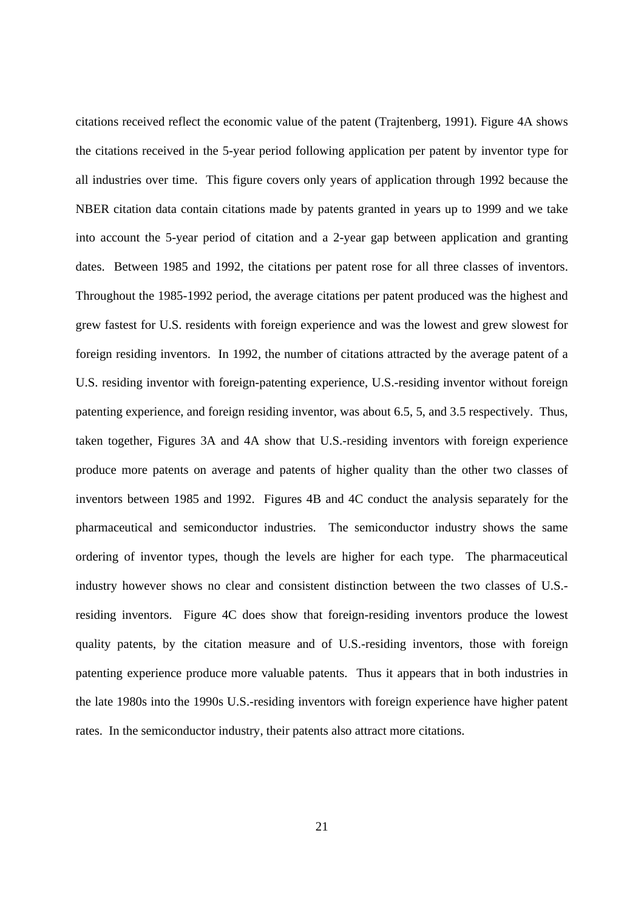citations received reflect the economic value of the patent (Trajtenberg, 1991). Figure 4A shows the citations received in the 5-year period following application per patent by inventor type for all industries over time. This figure covers only years of application through 1992 because the NBER citation data contain citations made by patents granted in years up to 1999 and we take into account the 5-year period of citation and a 2-year gap between application and granting dates. Between 1985 and 1992, the citations per patent rose for all three classes of inventors. Throughout the 1985-1992 period, the average citations per patent produced was the highest and grew fastest for U.S. residents with foreign experience and was the lowest and grew slowest for foreign residing inventors. In 1992, the number of citations attracted by the average patent of a U.S. residing inventor with foreign-patenting experience, U.S.-residing inventor without foreign patenting experience, and foreign residing inventor, was about 6.5, 5, and 3.5 respectively. Thus, taken together, Figures 3A and 4A show that U.S.-residing inventors with foreign experience produce more patents on average and patents of higher quality than the other two classes of inventors between 1985 and 1992. Figures 4B and 4C conduct the analysis separately for the pharmaceutical and semiconductor industries. The semiconductor industry shows the same ordering of inventor types, though the levels are higher for each type. The pharmaceutical industry however shows no clear and consistent distinction between the two classes of U.S.-residing inventors. Figure 4C does show that foreign-residing inventors produce the lowest quality patents, by the citation measure and of U.S.-residing inventors, those with foreign patenting experience produce more valuable patents. Thus it appears that in both industries in the late 1980s into the 1990s U.S.-residing inventors with foreign experience have higher patent rates. In the semiconductor industry, their patents also attract more citations.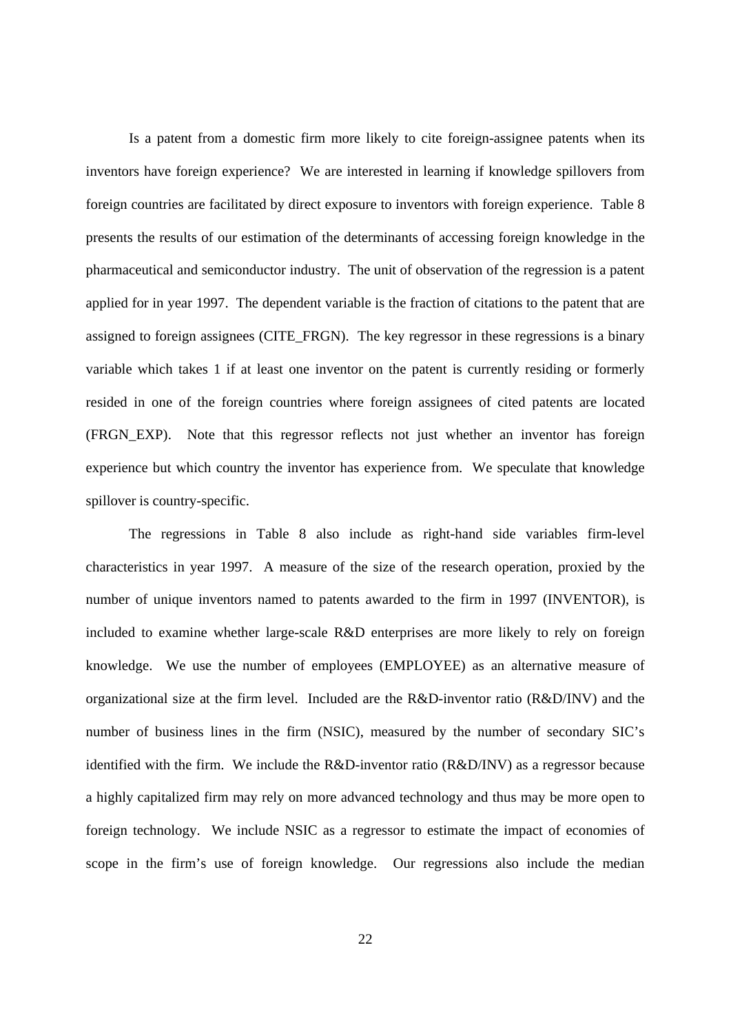Is a patent from a domestic firm more likely to cite foreign-assignee patents when its inventors have foreign experience? We are interested in learning if knowledge spillovers from foreign countries are facilitated by direct exposure to inventors with foreign experience. Table 8 presents the results of our estimation of the determinants of accessing foreign knowledge in the pharmaceutical and semiconductor industry. The unit of observation of the regression is a patent applied for in year 1997. The dependent variable is the fraction of citations to the patent that are assigned to foreign assignees (CITE_FRGN). The key regressor in these regressions is a binary variable which takes 1 if at least one inventor on the patent is currently residing or formerly resided in one of the foreign countries where foreign assignees of cited patents are located (FRGN_EXP). Note that this regressor reflects not just whether an inventor has foreign experience but which country the inventor has experience from. We speculate that knowledge spillover is country-specific.

The regressions in Table 8 also include as right-hand side variables firm-level characteristics in year 1997. A measure of the size of the research operation, proxied by the number of unique inventors named to patents awarded to the firm in 1997 (INVENTOR), is included to examine whether large-scale R&D enterprises are more likely to rely on foreign knowledge. We use the number of employees (EMPLOYEE) as an alternative measure of organizational size at the firm level. Included are the R&D-inventor ratio (R&D/INV) and the number of business lines in the firm (NSIC), measured by the number of secondary SIC's identified with the firm. We include the R&D-inventor ratio (R&D/INV) as a regressor because a highly capitalized firm may rely on more advanced technology and thus may be more open to foreign technology. We include NSIC as a regressor to estimate the impact of economies of scope in the firm's use of foreign knowledge. Our regressions also include the median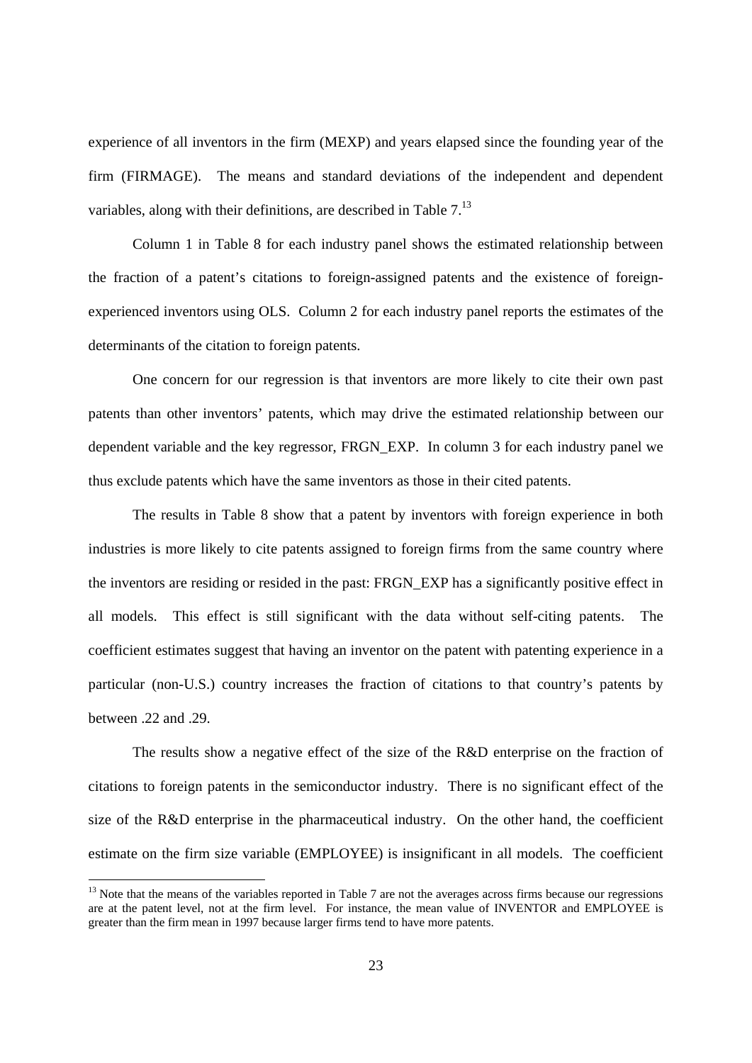experience of all inventors in the firm (MEXP) and years elapsed since the founding year of the firm (FIRMAGE). The means and standard deviations of the independent and dependent variables, along with their definitions, are described in Table 7.[13]

Column 1 in Table 8 for each industry panel shows the estimated relationship between the fraction of a patent's citations to foreign-assigned patents and the existence of foreign-experienced inventors using OLS. Column 2 for each industry panel reports the estimates of the determinants of the citation to foreign patents.

One concern for our regression is that inventors are more likely to cite their own past patents than other inventors' patents, which may drive the estimated relationship between our dependent variable and the key regressor, FRGN_EXP. In column 3 for each industry panel we thus exclude patents which have the same inventors as those in their cited patents.

The results in Table 8 show that a patent by inventors with foreign experience in both industries is more likely to cite patents assigned to foreign firms from the same country where the inventors are residing or resided in the past: FRGN_EXP has a significantly positive effect in all models. This effect is still significant with the data without self-citing patents. The coefficient estimates suggest that having an inventor on the patent with patenting experience in a particular (non-U.S.) country increases the fraction of citations to that country's patents by between .22 and .29.

The results show a negative effect of the size of the R&D enterprise on the fraction of citations to foreign patents in the semiconductor industry. There is no significant effect of the size of the R&D enterprise in the pharmaceutical industry. On the other hand, the coefficient estimate on the firm size variable (EMPLOYEE) is insignificant in all models. The coefficient

[13] Note that the means of the variables reported in Table 7 are not the averages across firms because our regressions are at the patent level, not at the firm level. For instance, the mean value of INVENTOR and EMPLOYEE is greater than the firm mean in 1997 because larger firms tend to have more patents.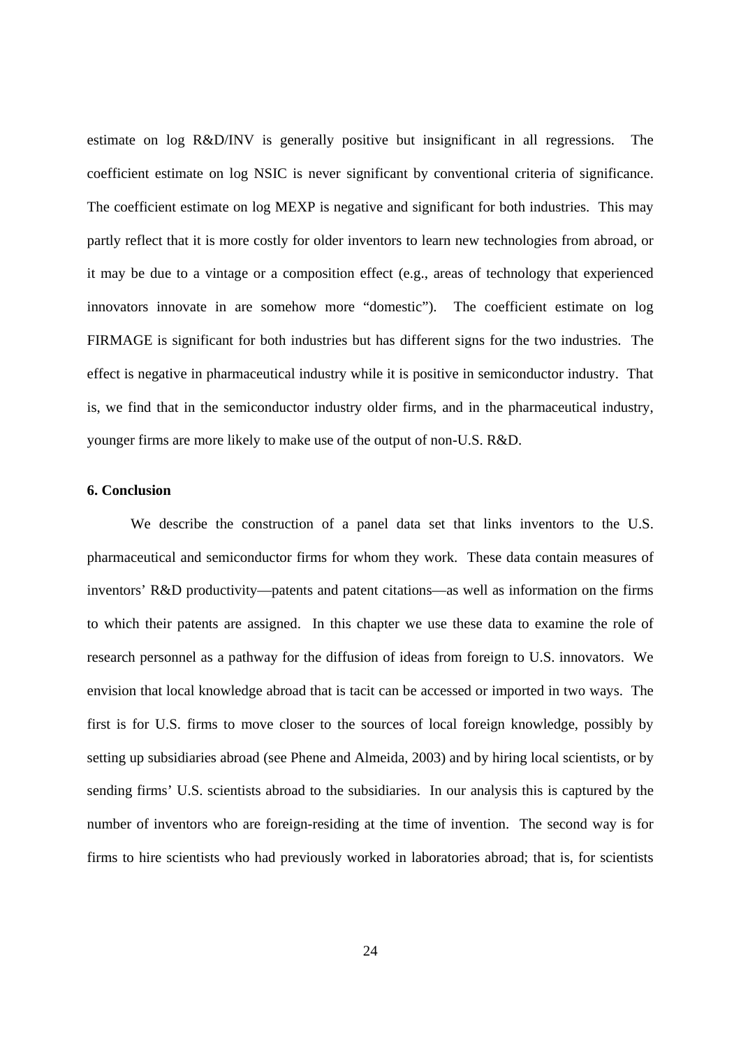estimate on log R&D/INV is generally positive but insignificant in all regressions. The coefficient estimate on log NSIC is never significant by conventional criteria of significance. The coefficient estimate on log MEXP is negative and significant for both industries. This may partly reflect that it is more costly for older inventors to learn new technologies from abroad, or it may be due to a vintage or a composition effect (e.g., areas of technology that experienced innovators innovate in are somehow more "domestic"). The coefficient estimate on log FIRMAGE is significant for both industries but has different signs for the two industries. The effect is negative in pharmaceutical industry while it is positive in semiconductor industry. That is, we find that in the semiconductor industry older firms, and in the pharmaceutical industry, younger firms are more likely to make use of the output of non-U.S. R&D.

## 6. Conclusion

We describe the construction of a panel data set that links inventors to the U.S. pharmaceutical and semiconductor firms for whom they work. These data contain measures of inventors' R&D productivity—patents and patent citations—as well as information on the firms to which their patents are assigned. In this chapter we use these data to examine the role of research personnel as a pathway for the diffusion of ideas from foreign to U.S. innovators. We envision that local knowledge abroad that is tacit can be accessed or imported in two ways. The first is for U.S. firms to move closer to the sources of local foreign knowledge, possibly by setting up subsidiaries abroad (see Phene and Almeida, 2003) and by hiring local scientists, or by sending firms' U.S. scientists abroad to the subsidiaries. In our analysis this is captured by the number of inventors who are foreign-residing at the time of invention. The second way is for firms to hire scientists who had previously worked in laboratories abroad; that is, for scientists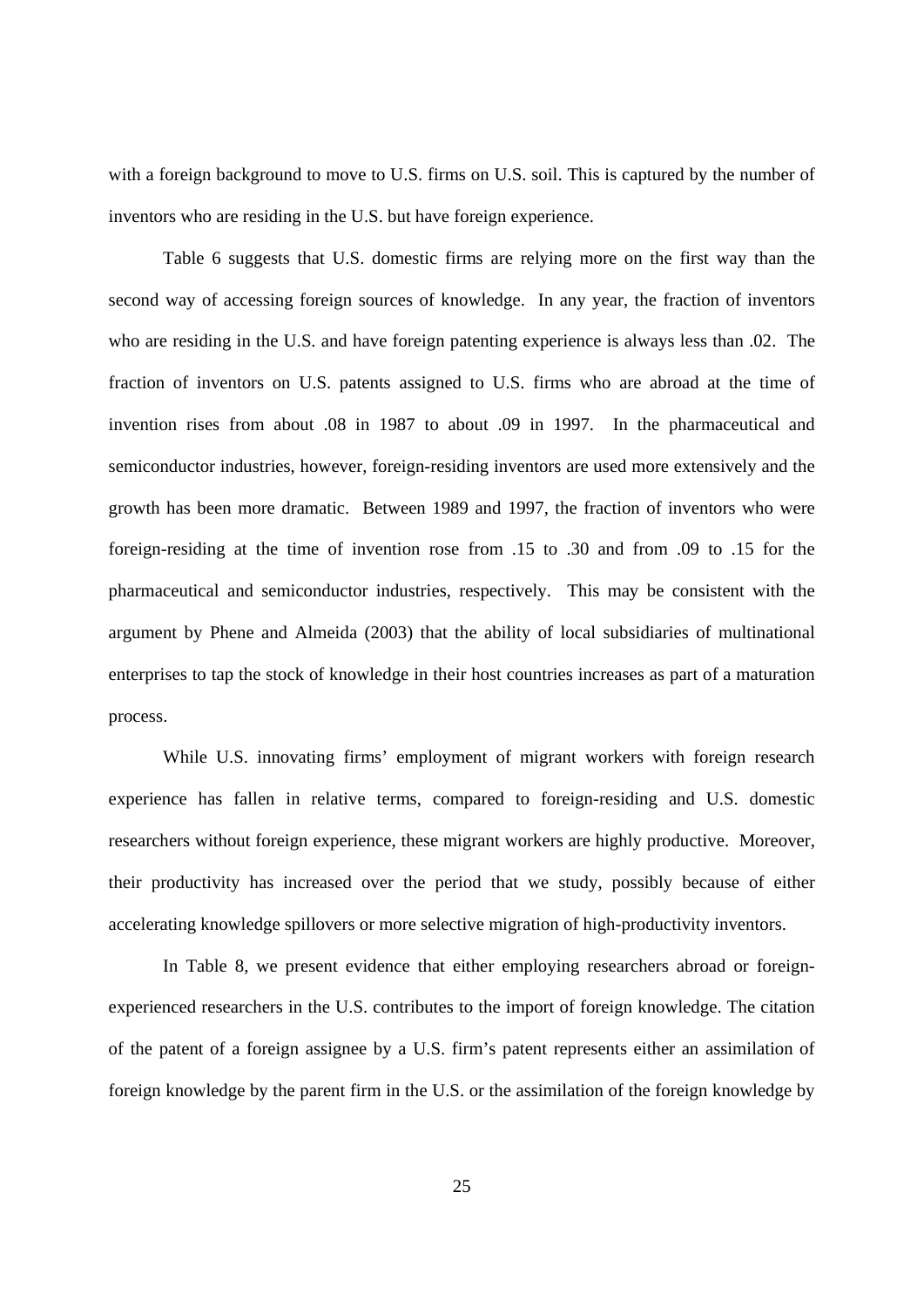with a foreign background to move to U.S. firms on U.S. soil. This is captured by the number of inventors who are residing in the U.S. but have foreign experience.

Table 6 suggests that U.S. domestic firms are relying more on the first way than the second way of accessing foreign sources of knowledge. In any year, the fraction of inventors who are residing in the U.S. and have foreign patenting experience is always less than .02. The fraction of inventors on U.S. patents assigned to U.S. firms who are abroad at the time of invention rises from about .08 in 1987 to about .09 in 1997. In the pharmaceutical and semiconductor industries, however, foreign-residing inventors are used more extensively and the growth has been more dramatic. Between 1989 and 1997, the fraction of inventors who were foreign-residing at the time of invention rose from .15 to .30 and from .09 to .15 for the pharmaceutical and semiconductor industries, respectively. This may be consistent with the argument by Phene and Almeida (2003) that the ability of local subsidiaries of multinational enterprises to tap the stock of knowledge in their host countries increases as part of a maturation process.

While U.S. innovating firms' employment of migrant workers with foreign research experience has fallen in relative terms, compared to foreign-residing and U.S. domestic researchers without foreign experience, these migrant workers are highly productive. Moreover, their productivity has increased over the period that we study, possibly because of either accelerating knowledge spillovers or more selective migration of high-productivity inventors.

In Table 8, we present evidence that either employing researchers abroad or foreign-experienced researchers in the U.S. contributes to the import of foreign knowledge. The citation of the patent of a foreign assignee by a U.S. firm's patent represents either an assimilation of foreign knowledge by the parent firm in the U.S. or the assimilation of the foreign knowledge by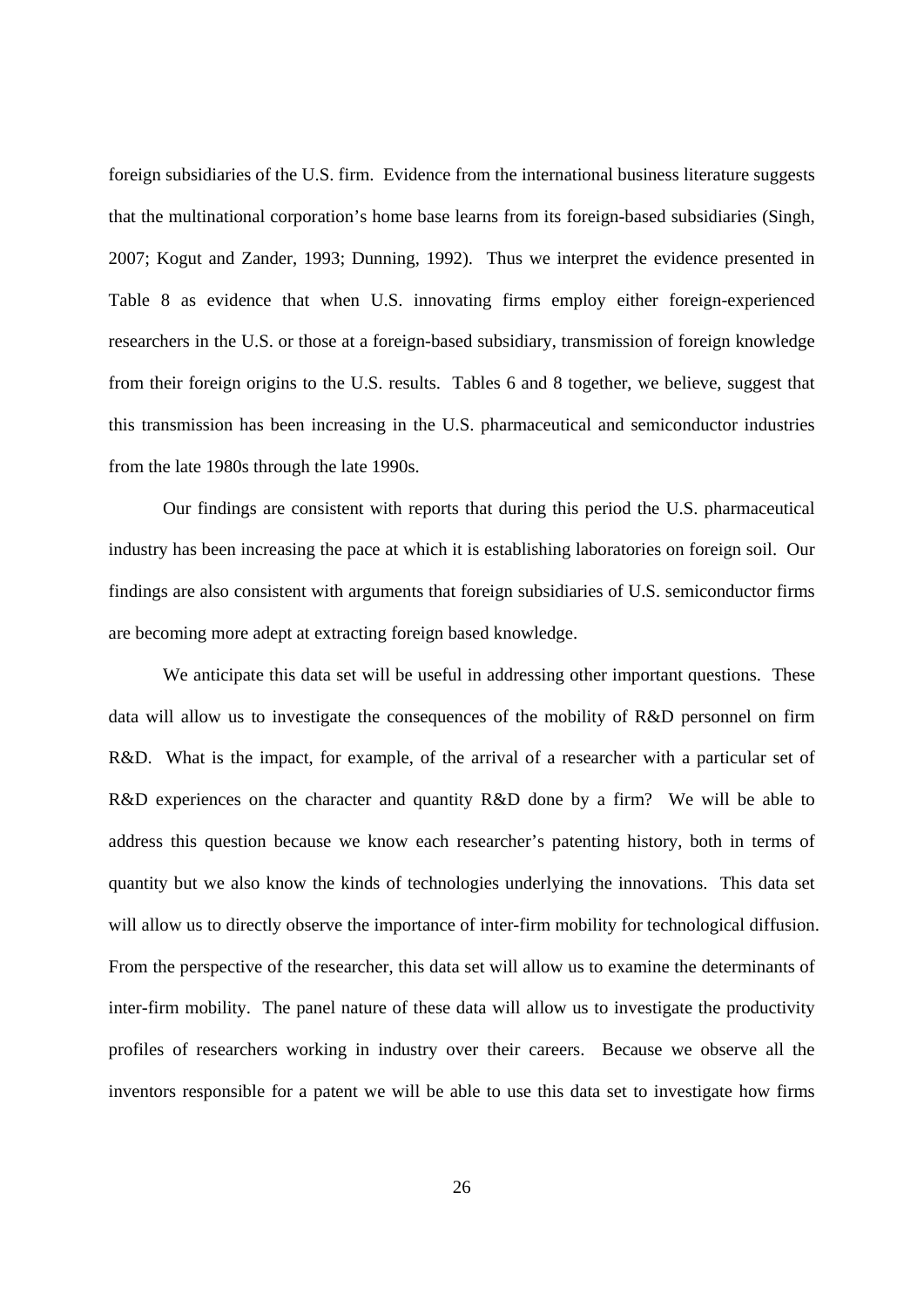foreign subsidiaries of the U.S. firm. Evidence from the international business literature suggests that the multinational corporation's home base learns from its foreign-based subsidiaries (Singh, 2007; Kogut and Zander, 1993; Dunning, 1992). Thus we interpret the evidence presented in Table 8 as evidence that when U.S. innovating firms employ either foreign-experienced researchers in the U.S. or those at a foreign-based subsidiary, transmission of foreign knowledge from their foreign origins to the U.S. results. Tables 6 and 8 together, we believe, suggest that this transmission has been increasing in the U.S. pharmaceutical and semiconductor industries from the late 1980s through the late 1990s.

Our findings are consistent with reports that during this period the U.S. pharmaceutical industry has been increasing the pace at which it is establishing laboratories on foreign soil. Our findings are also consistent with arguments that foreign subsidiaries of U.S. semiconductor firms are becoming more adept at extracting foreign based knowledge.

We anticipate this data set will be useful in addressing other important questions. These data will allow us to investigate the consequences of the mobility of R&D personnel on firm R&D. What is the impact, for example, of the arrival of a researcher with a particular set of R&D experiences on the character and quantity R&D done by a firm? We will be able to address this question because we know each researcher's patenting history, both in terms of quantity but we also know the kinds of technologies underlying the innovations. This data set will allow us to directly observe the importance of inter-firm mobility for technological diffusion. From the perspective of the researcher, this data set will allow us to examine the determinants of inter-firm mobility. The panel nature of these data will allow us to investigate the productivity profiles of researchers working in industry over their careers. Because we observe all the inventors responsible for a patent we will be able to use this data set to investigate how firms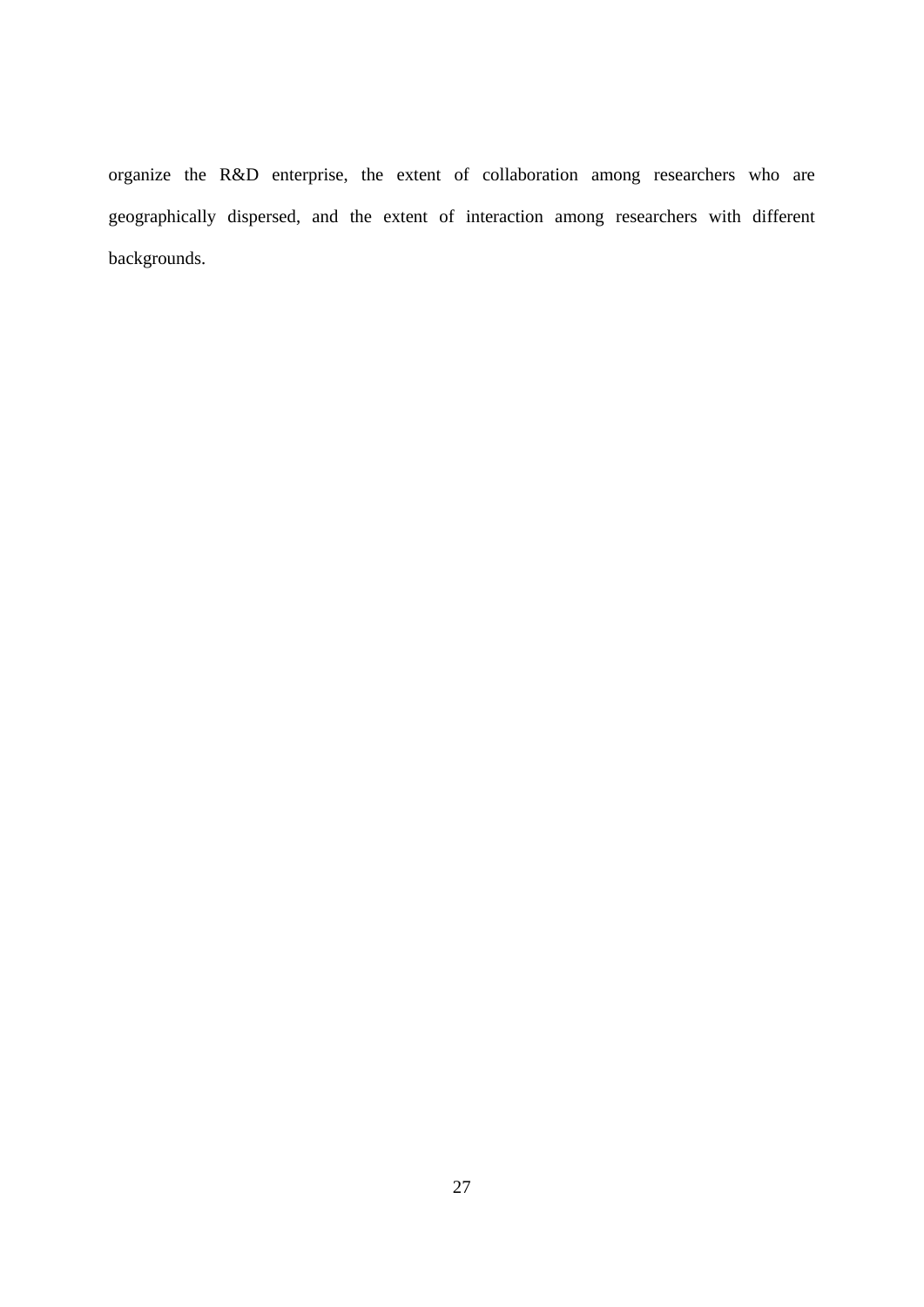organize the R&D enterprise, the extent of collaboration among researchers who are geographically dispersed, and the extent of interaction among researchers with different backgrounds.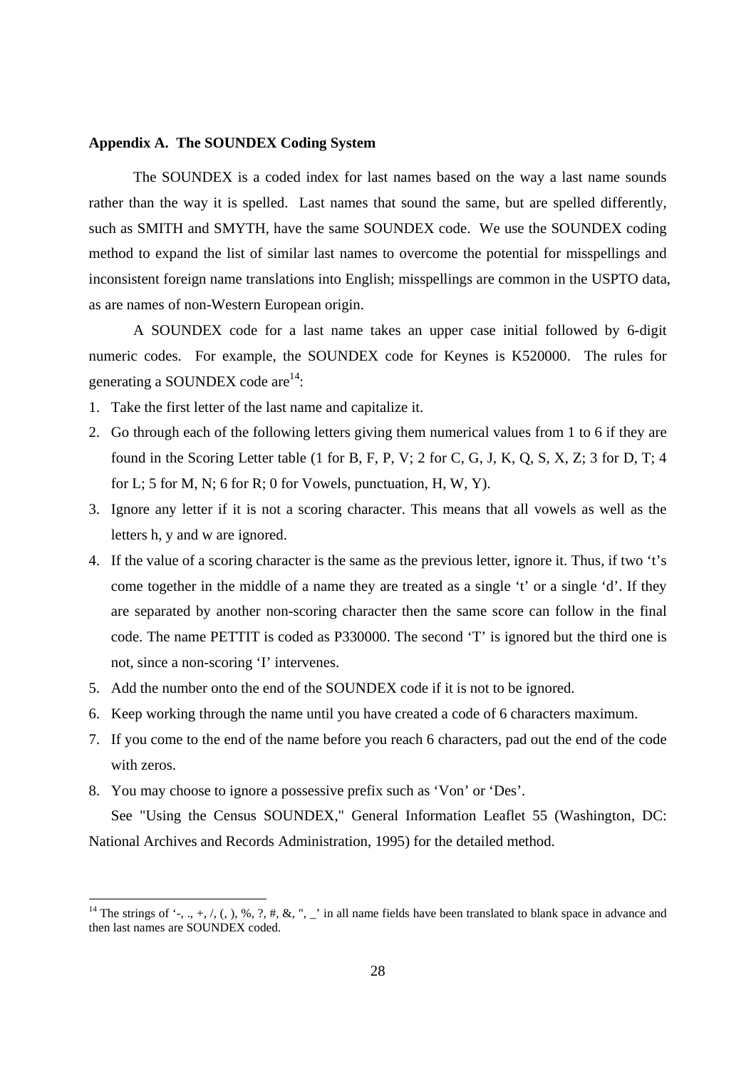**Appendix A. The SOUNDEX Coding System**

The SOUNDEX is a coded index for last names based on the way a last name sounds rather than the way it is spelled. Last names that sound the same, but are spelled differently, such as SMITH and SMYTH, have the same SOUNDEX code. We use the SOUNDEX coding method to expand the list of similar last names to overcome the potential for misspellings and inconsistent foreign name translations into English; misspellings are common in the USPTO data, as are names of non-Western European origin.

A SOUNDEX code for a last name takes an upper case initial followed by 6-digit numeric codes. For example, the SOUNDEX code for Keynes is K520000. The rules for generating a SOUNDEX code are[14]:

1. Take the first letter of the last name and capitalize it.
2. Go through each of the following letters giving them numerical values from 1 to 6 if they are found in the Scoring Letter table (1 for B, F, P, V; 2 for C, G, J, K, Q, S, X, Z; 3 for D, T; 4 for L; 5 for M, N; 6 for R; 0 for Vowels, punctuation, H, W, Y).
3. Ignore any letter if it is not a scoring character. This means that all vowels as well as the letters h, y and w are ignored.
4. If the value of a scoring character is the same as the previous letter, ignore it. Thus, if two 't's come together in the middle of a name they are treated as a single 't' or a single 'd'. If they are separated by another non-scoring character then the same score can follow in the final code. The name PETTIT is coded as P330000. The second 'T' is ignored but the third one is not, since a non-scoring 'I' intervenes.
5. Add the number onto the end of the SOUNDEX code if it is not to be ignored.
6. Keep working through the name until you have created a code of 6 characters maximum.
7. If you come to the end of the name before you reach 6 characters, pad out the end of the code with zeros.
8. You may choose to ignore a possessive prefix such as 'Von' or 'Des'.

See "Using the Census SOUNDEX," General Information Leaflet 55 (Washington, DC: National Archives and Records Administration, 1995) for the detailed method.

---

[14] The strings of '-, ., +, /, (, ), %, ?, #, &, ", _' in all name fields have been translated to blank space in advance and then last names are SOUNDEX coded.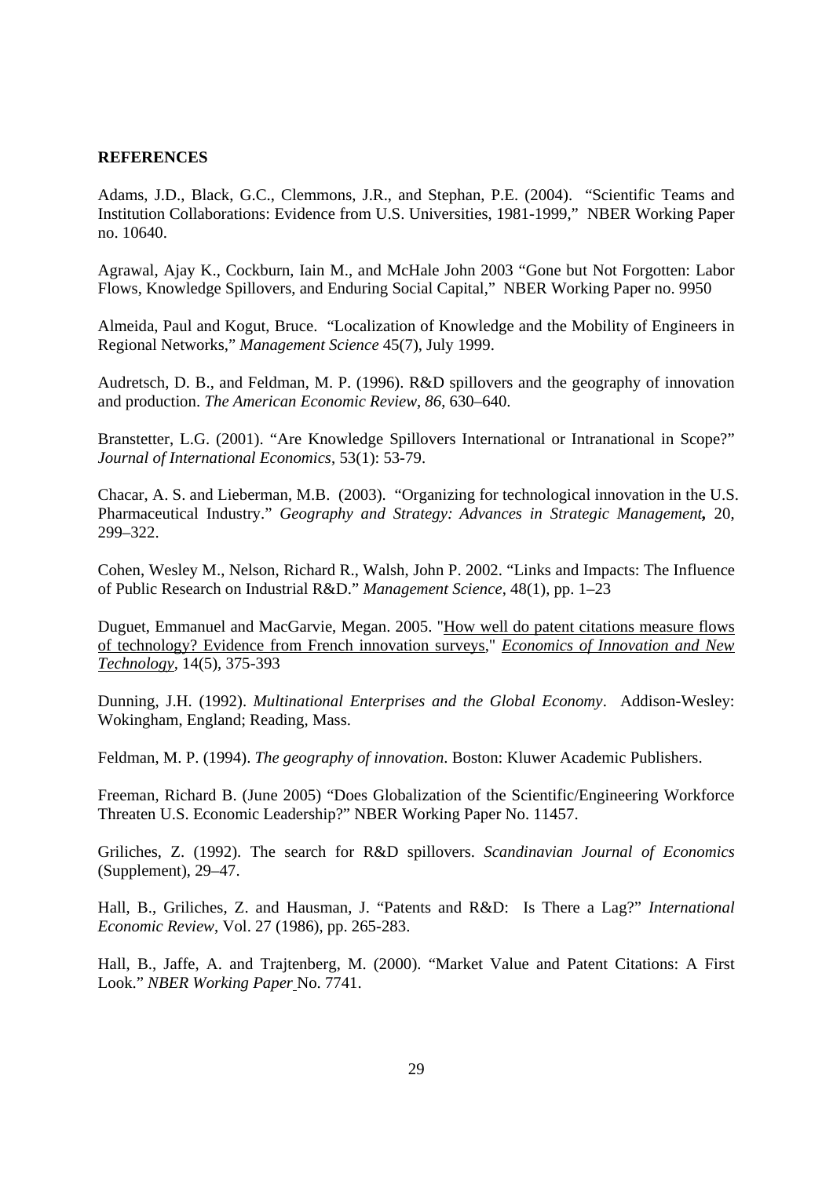**REFERENCES**

Adams, J.D., Black, G.C., Clemmons, J.R., and Stephan, P.E. (2004). "Scientific Teams and Institution Collaborations: Evidence from U.S. Universities, 1981-1999," NBER Working Paper no. 10640.

Agrawal, Ajay K., Cockburn, Iain M., and McHale John 2003 "Gone but Not Forgotten: Labor Flows, Knowledge Spillovers, and Enduring Social Capital," NBER Working Paper no. 9950

Almeida, Paul and Kogut, Bruce. "Localization of Knowledge and the Mobility of Engineers in Regional Networks," *Management Science* 45(7), July 1999.

Audretsch, D. B., and Feldman, M. P. (1996). R&D spillovers and the geography of innovation and production. *The American Economic Review*, *86*, 630–640.

Branstetter, L.G. (2001). "Are Knowledge Spillovers International or Intranational in Scope?" *Journal of International Economics*, 53(1): 53-79.

Chacar, A. S. and Lieberman, M.B. (2003). "Organizing for technological innovation in the U.S. Pharmaceutical Industry." *Geography and Strategy: Advances in Strategic Management***,** 20, 299–322.

Cohen, Wesley M., Nelson, Richard R., Walsh, John P. 2002. "Links and Impacts: The Influence of Public Research on Industrial R&D." *Management Science*, 48(1), pp. 1–23

Duguet, Emmanuel and MacGarvie, Megan. 2005. "How well do patent citations measure flows of technology? Evidence from French innovation surveys," *Economics of Innovation and New Technology*, 14(5), 375-393

Dunning, J.H. (1992). *Multinational Enterprises and the Global Economy*. Addison-Wesley: Wokingham, England; Reading, Mass.

Feldman, M. P. (1994). *The geography of innovation*. Boston: Kluwer Academic Publishers.

Freeman, Richard B. (June 2005) "Does Globalization of the Scientific/Engineering Workforce Threaten U.S. Economic Leadership?" NBER Working Paper No. 11457.

Griliches, Z. (1992). The search for R&D spillovers. *Scandinavian Journal of Economics* (Supplement), 29–47.

Hall, B., Griliches, Z. and Hausman, J. "Patents and R&D: Is There a Lag?" *International Economic Review*, Vol. 27 (1986), pp. 265-283.

Hall, B., Jaffe, A. and Trajtenberg, M. (2000). "Market Value and Patent Citations: A First Look." *NBER Working Paper* No. 7741.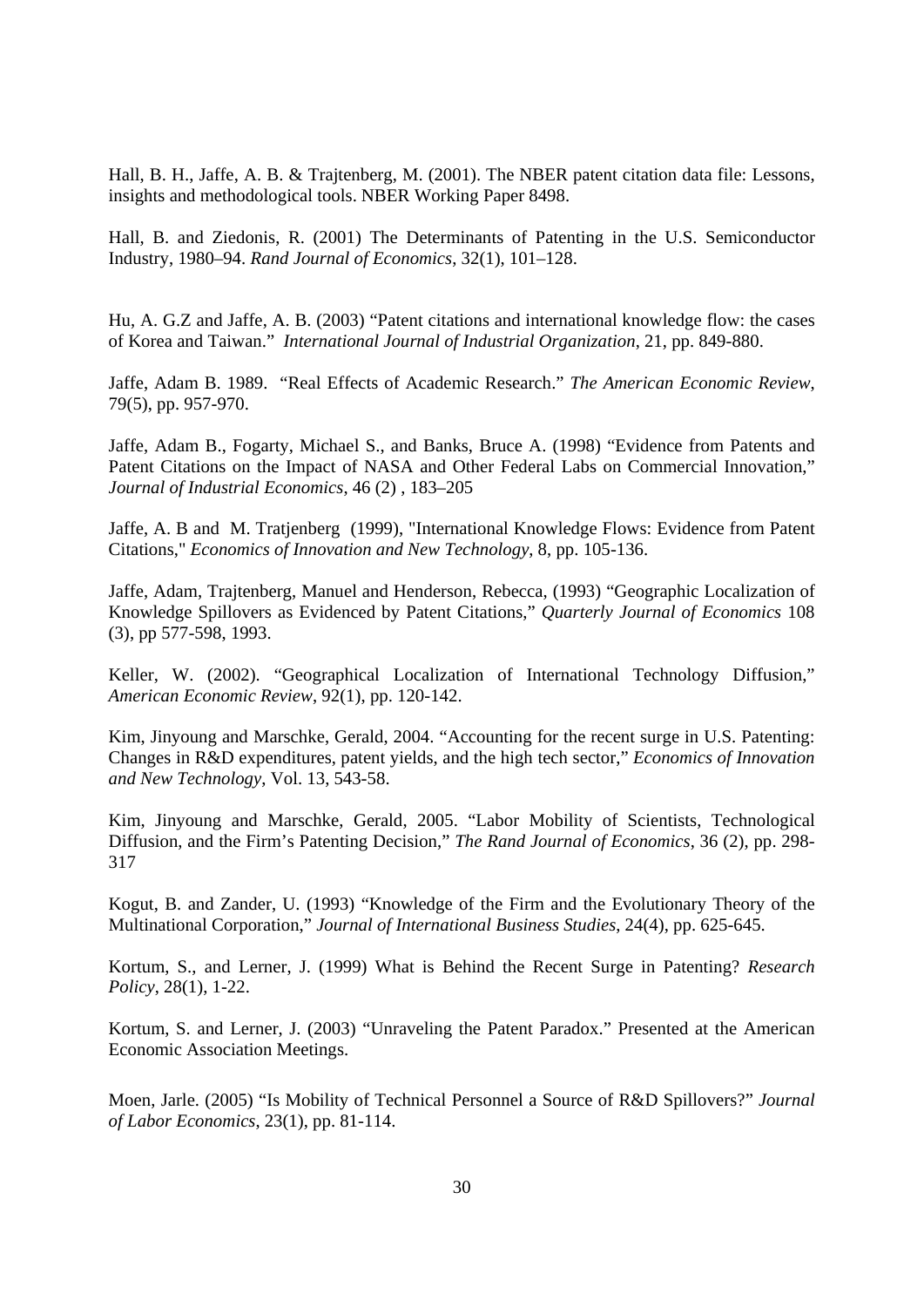Hall, B. H., Jaffe, A. B. & Trajtenberg, M. (2001). The NBER patent citation data file: Lessons, insights and methodological tools. NBER Working Paper 8498.

Hall, B. and Ziedonis, R. (2001) The Determinants of Patenting in the U.S. Semiconductor Industry, 1980–94. *Rand Journal of Economics*, 32(1), 101–128.

Hu, A. G.Z and Jaffe, A. B. (2003) "Patent citations and international knowledge flow: the cases of Korea and Taiwan." *International Journal of Industrial Organization*, 21, pp. 849-880.

Jaffe, Adam B. 1989. "Real Effects of Academic Research." *The American Economic Review*, 79(5), pp. 957-970.

Jaffe, Adam B., Fogarty, Michael S., and Banks, Bruce A. (1998) "Evidence from Patents and Patent Citations on the Impact of NASA and Other Federal Labs on Commercial Innovation," *Journal of Industrial Economics*, 46 (2) , 183–205

Jaffe, A. B and M. Tratjenberg (1999), "International Knowledge Flows: Evidence from Patent Citations," *Economics of Innovation and New Technology*, 8, pp. 105-136.

Jaffe, Adam, Trajtenberg, Manuel and Henderson, Rebecca, (1993) "Geographic Localization of Knowledge Spillovers as Evidenced by Patent Citations," *Quarterly Journal of Economics* 108 (3), pp 577-598, 1993.

Keller, W. (2002). "Geographical Localization of International Technology Diffusion," *American Economic Review*, 92(1), pp. 120-142.

Kim, Jinyoung and Marschke, Gerald, 2004. "Accounting for the recent surge in U.S. Patenting: Changes in R&D expenditures, patent yields, and the high tech sector," *Economics of Innovation and New Technology*, Vol. 13, 543-58.

Kim, Jinyoung and Marschke, Gerald, 2005. "Labor Mobility of Scientists, Technological Diffusion, and the Firm's Patenting Decision," *The Rand Journal of Economics*, 36 (2), pp. 298-317

Kogut, B. and Zander, U. (1993) "Knowledge of the Firm and the Evolutionary Theory of the Multinational Corporation," *Journal of International Business Studies*, 24(4), pp. 625-645.

Kortum, S., and Lerner, J. (1999) What is Behind the Recent Surge in Patenting? *Research Policy*, 28(1), 1-22.

Kortum, S. and Lerner, J. (2003) "Unraveling the Patent Paradox." Presented at the American Economic Association Meetings.

Moen, Jarle. (2005) "Is Mobility of Technical Personnel a Source of R&D Spillovers?" *Journal of Labor Economics*, 23(1), pp. 81-114.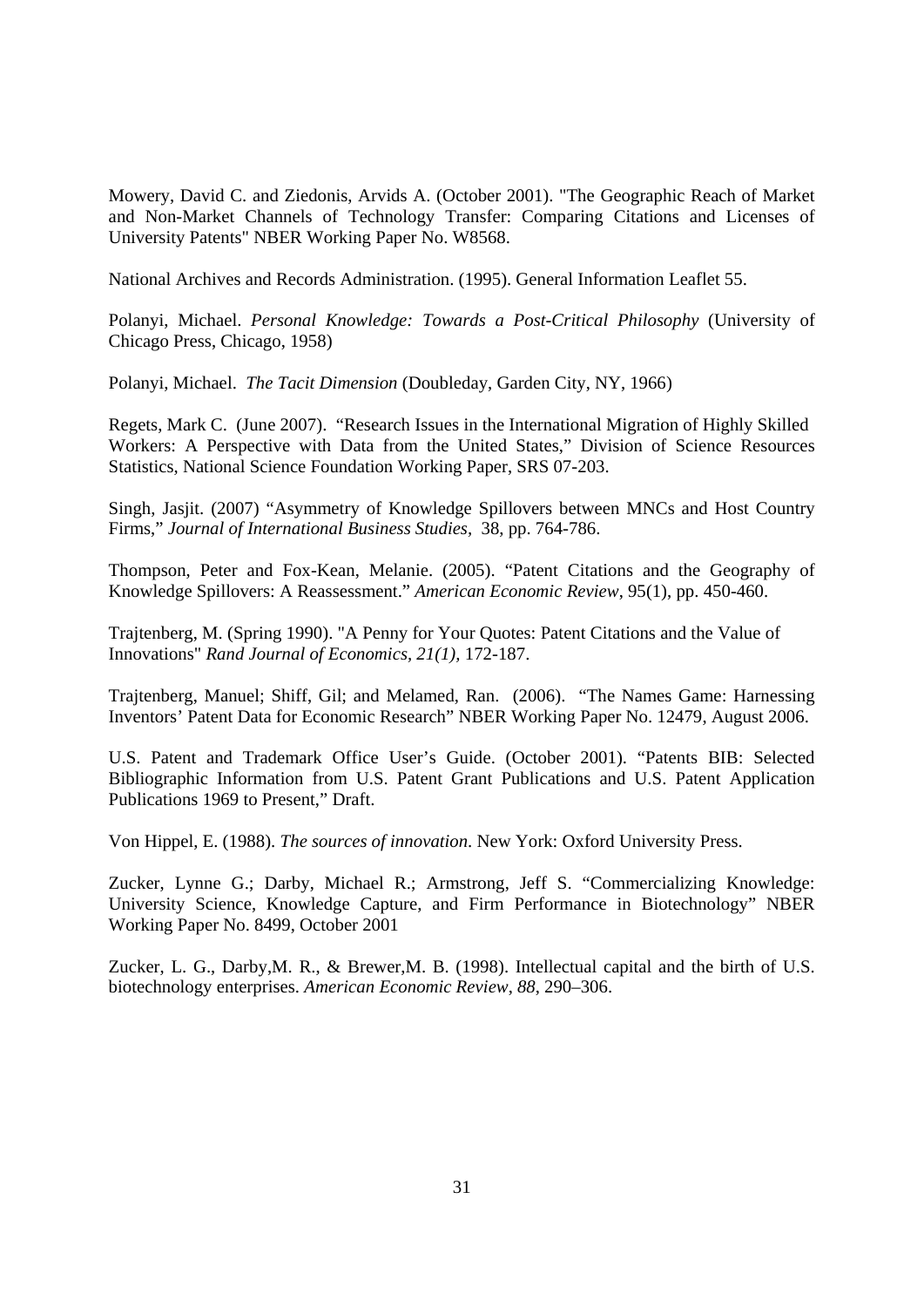Mowery, David C. and Ziedonis, Arvids A. (October 2001). "The Geographic Reach of Market and Non-Market Channels of Technology Transfer: Comparing Citations and Licenses of University Patents" NBER Working Paper No. W8568.

National Archives and Records Administration. (1995). General Information Leaflet 55.

Polanyi, Michael. *Personal Knowledge: Towards a Post-Critical Philosophy* (University of Chicago Press, Chicago, 1958)

Polanyi, Michael. *The Tacit Dimension* (Doubleday, Garden City, NY, 1966)

Regets, Mark C. (June 2007). "Research Issues in the International Migration of Highly Skilled Workers: A Perspective with Data from the United States," Division of Science Resources Statistics, National Science Foundation Working Paper, SRS 07-203.

Singh, Jasjit. (2007) "Asymmetry of Knowledge Spillovers between MNCs and Host Country Firms," *Journal of International Business Studies,* 38, pp. 764-786.

Thompson, Peter and Fox-Kean, Melanie. (2005). "Patent Citations and the Geography of Knowledge Spillovers: A Reassessment." *American Economic Review*, 95(1), pp. 450-460.

Trajtenberg, M. (Spring 1990). "A Penny for Your Quotes: Patent Citations and the Value of Innovations" *Rand Journal of Economics, 21(1),* 172-187.

Trajtenberg, Manuel; Shiff, Gil; and Melamed, Ran. (2006). "The Names Game: Harnessing Inventors' Patent Data for Economic Research" NBER Working Paper No. 12479, August 2006.

U.S. Patent and Trademark Office User's Guide. (October 2001). "Patents BIB: Selected Bibliographic Information from U.S. Patent Grant Publications and U.S. Patent Application Publications 1969 to Present," Draft.

Von Hippel, E. (1988). *The sources of innovation*. New York: Oxford University Press.

Zucker, Lynne G.; Darby, Michael R.; Armstrong, Jeff S. "Commercializing Knowledge: University Science, Knowledge Capture, and Firm Performance in Biotechnology" NBER Working Paper No. 8499, October 2001

Zucker, L. G., Darby,M. R., & Brewer,M. B. (1998). Intellectual capital and the birth of U.S. biotechnology enterprises. *American Economic Review*, *88*, 290–306.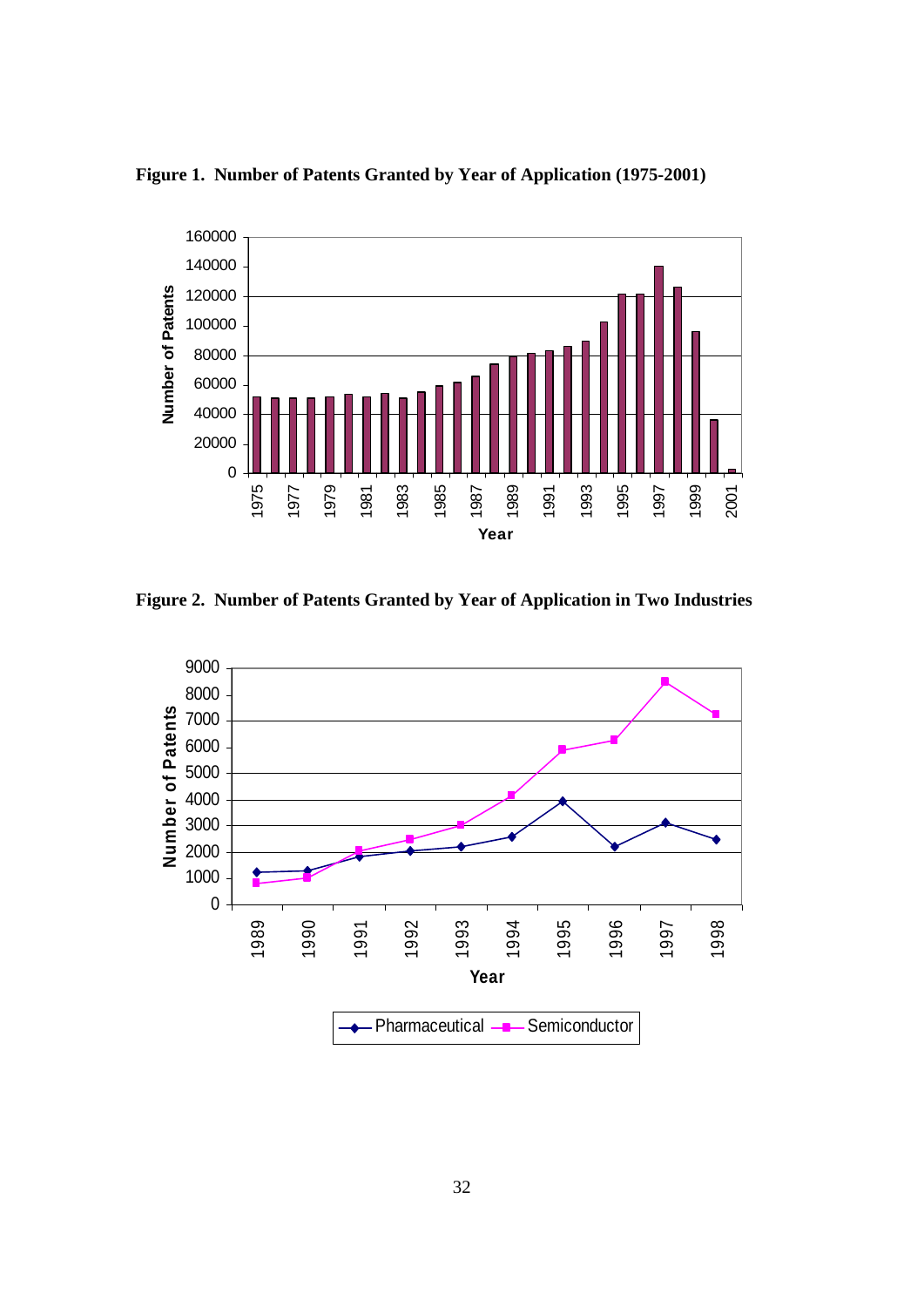**Figure 1. Number of Patents Granted by Year of Application (1975-2001)**

**Figure 2. Number of Patents Granted by Year of Application in Two Industries**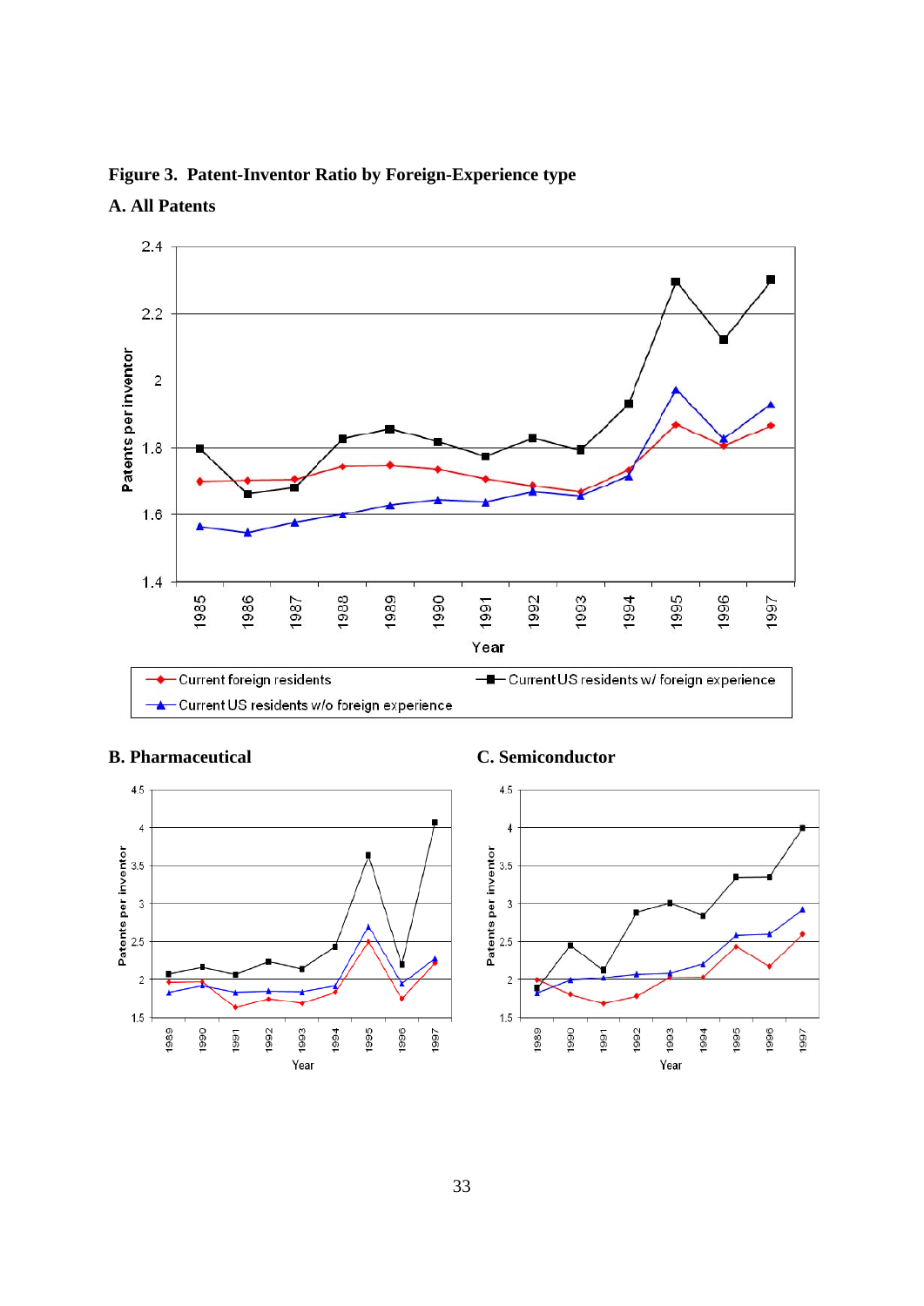**Figure 3. Patent-Inventor Ratio by Foreign-Experience type**

**A. All Patents**

**B. Pharmaceutical**

**C. Semiconductor**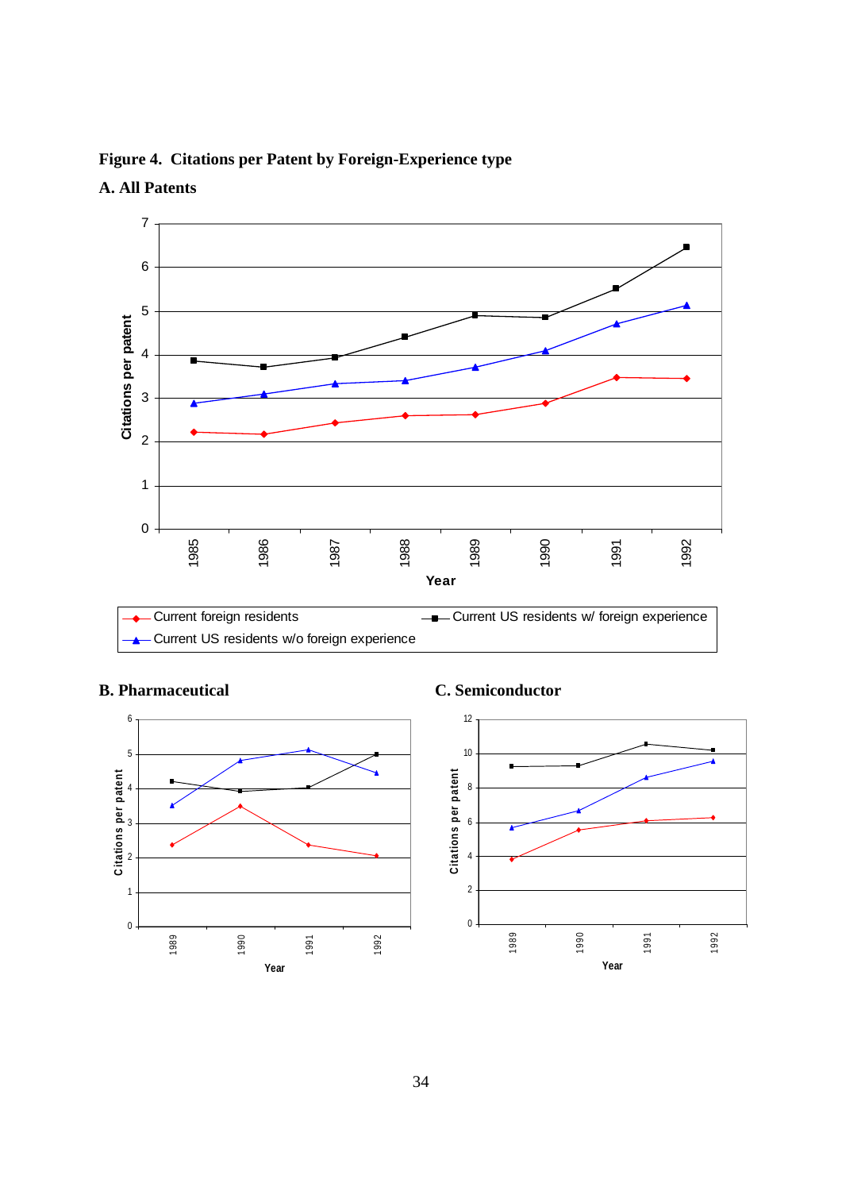**Figure 4. Citations per Patent by Foreign-Experience type**

**A. All Patents**

**B. Pharmaceutical**

**C. Semiconductor**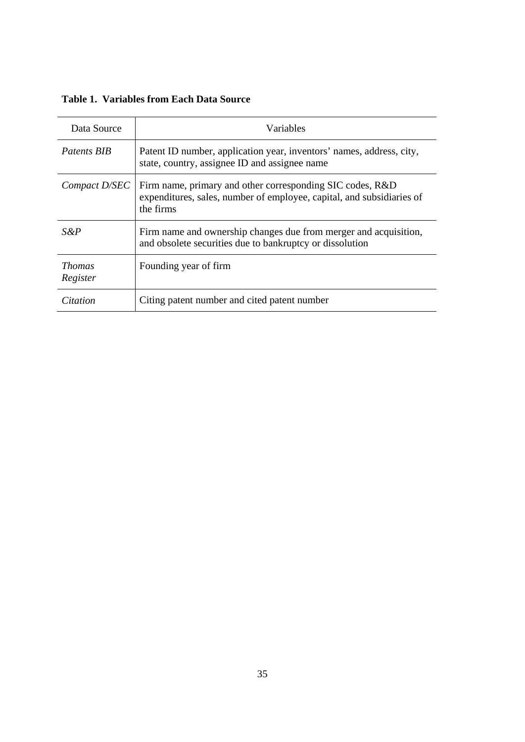**Table 1. Variables from Each Data Source**

| Data Source | Variables |
|---|---|
| *Patents BIB* | Patent ID number, application year, inventors' names, address, city, state, country, assignee ID and assignee name |
| *Compact D/SEC* | Firm name, primary and other corresponding SIC codes, R&D expenditures, sales, number of employee, capital, and subsidiaries of the firms |
| *S&P* | Firm name and ownership changes due from merger and acquisition, and obsolete securities due to bankruptcy or dissolution |
| *Thomas Register* | Founding year of firm |
| *Citation* | Citing patent number and cited patent number |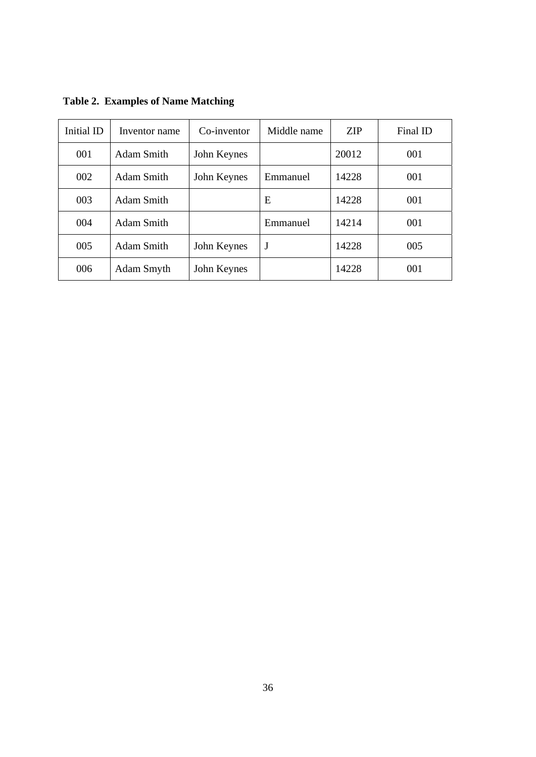**Table 2. Examples of Name Matching**

| Initial ID | Inventor name | Co-inventor | Middle name | ZIP | Final ID |
|---|---|---|---|---|---|
| 001 | Adam Smith | John Keynes | | 20012 | 001 |
| 002 | Adam Smith | John Keynes | Emmanuel | 14228 | 001 |
| 003 | Adam Smith | | E | 14228 | 001 |
| 004 | Adam Smith | | Emmanuel | 14214 | 001 |
| 005 | Adam Smith | John Keynes | J | 14228 | 005 |
| 006 | Adam Smyth | John Keynes | | 14228 | 001 |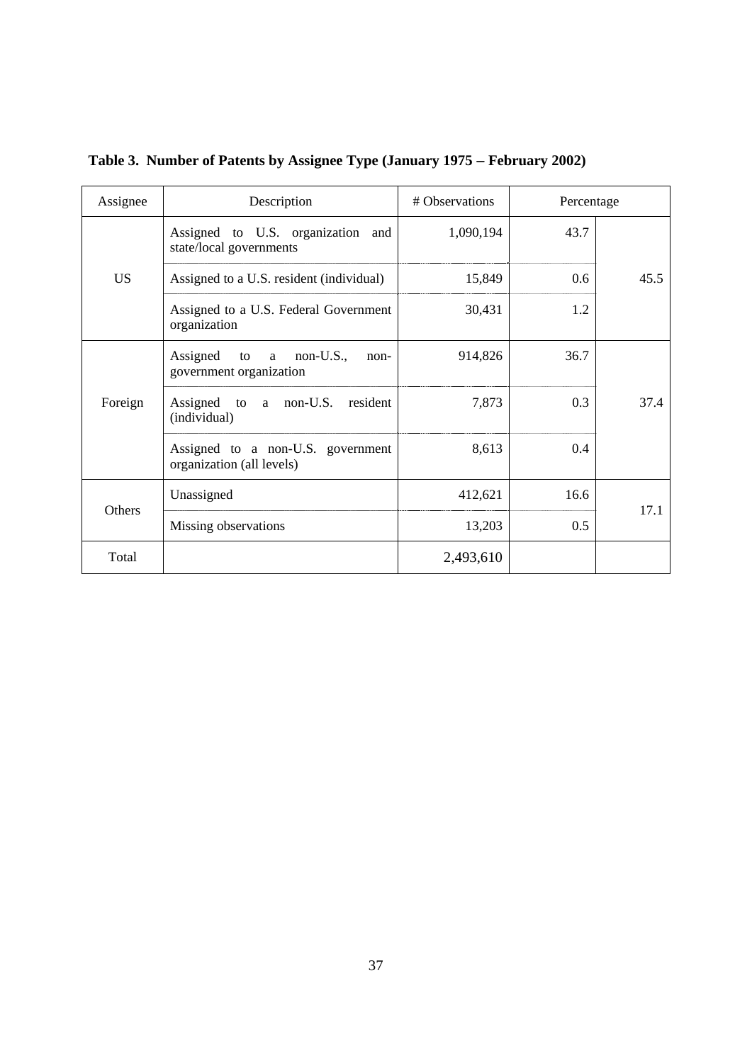**Table 3. Number of Patents by Assignee Type (January 1975 – February 2002)**

| Assignee | Description | # Observations | Percentage | |
|---|---|---|---|---|
| US | Assigned to U.S. organization and state/local governments | 1,090,194 | 43.7 | 45.5 |
| | Assigned to a U.S. resident (individual) | 15,849 | 0.6 | |
| | Assigned to a U.S. Federal Government organization | 30,431 | 1.2 | |
| Foreign | Assigned to a non-U.S., non-government organization | 914,826 | 36.7 | 37.4 |
| | Assigned to a non-U.S. resident (individual) | 7,873 | 0.3 | |
| | Assigned to a non-U.S. government organization (all levels) | 8,613 | 0.4 | |
| Others | Unassigned | 412,621 | 16.6 | 17.1 |
| | Missing observations | 13,203 | 0.5 | |
| Total | | 2,493,610 | | |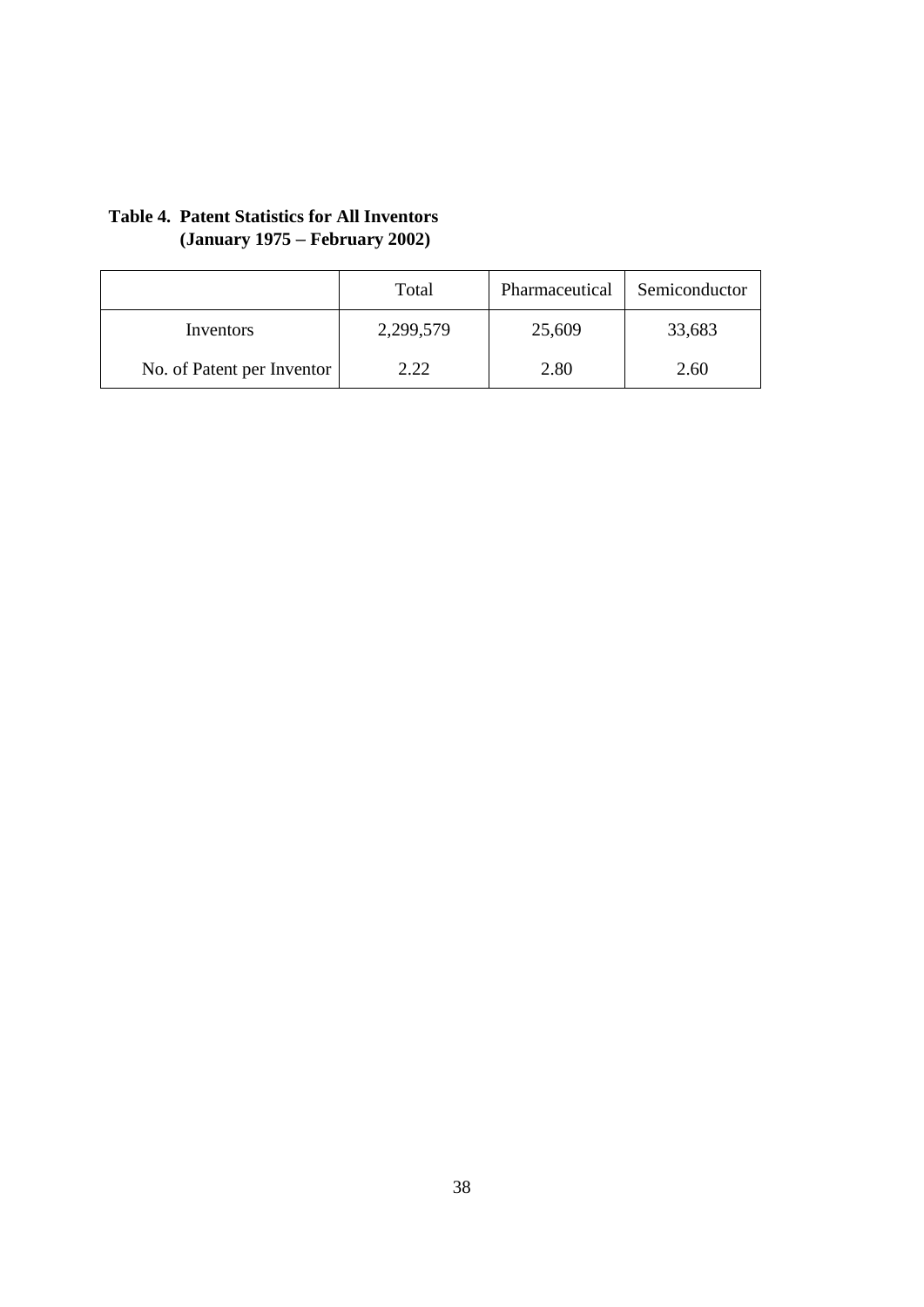**Table 4. Patent Statistics for All Inventors (January 1975 – February 2002)**

| | Total | Pharmaceutical | Semiconductor |
|---|---|---|---|
| Inventors | 2,299,579 | 25,609 | 33,683 |
| No. of Patent per Inventor | 2.22 | 2.80 | 2.60 |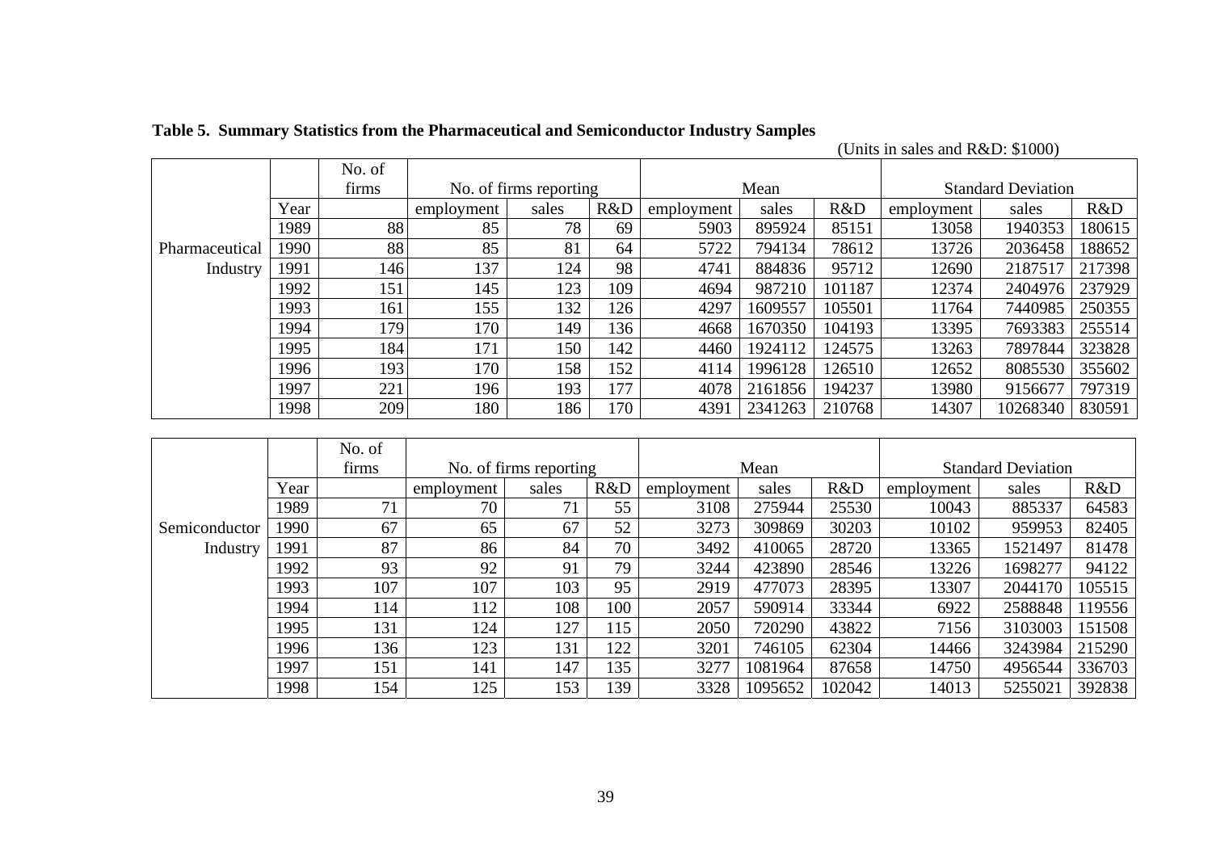**Table 5. Summary Statistics from the Pharmaceutical and Semiconductor Industry Samples**

(Units in sales and R&D: $1000)

| | | No. of firms | No. of firms reporting | | | Mean | | | Standard Deviation | | |
|---|---|---|---|---|---|---|---|---|---|---|---|
| | Year | | employment | sales | R&D | employment | sales | R&D | employment | sales | R&D |
| Pharmaceutical Industry | 1989 | 88 | 85 | 78 | 69 | 5903 | 895924 | 85151 | 13058 | 1940353 | 180615 |
| | 1990 | 88 | 85 | 81 | 64 | 5722 | 794134 | 78612 | 13726 | 2036458 | 188652 |
| | 1991 | 146 | 137 | 124 | 98 | 4741 | 884836 | 95712 | 12690 | 2187517 | 217398 |
| | 1992 | 151 | 145 | 123 | 109 | 4694 | 987210 | 101187 | 12374 | 2404976 | 237929 |
| | 1993 | 161 | 155 | 132 | 126 | 4297 | 1609557 | 105501 | 11764 | 7440985 | 250355 |
| | 1994 | 179 | 170 | 149 | 136 | 4668 | 1670350 | 104193 | 13395 | 7693383 | 255514 |
| | 1995 | 184 | 171 | 150 | 142 | 4460 | 1924112 | 124575 | 13263 | 7897844 | 323828 |
| | 1996 | 193 | 170 | 158 | 152 | 4114 | 1996128 | 126510 | 12652 | 8085530 | 355602 |
| | 1997 | 221 | 196 | 193 | 177 | 4078 | 2161856 | 194237 | 13980 | 9156677 | 797319 |
| | 1998 | 209 | 180 | 186 | 170 | 4391 | 2341263 | 210768 | 14307 | 10268340 | 830591 |

| | | No. of firms | No. of firms reporting | | | Mean | | | Standard Deviation | | |
|---|---|---|---|---|---|---|---|---|---|---|---|
| | Year | | employment | sales | R&D | employment | sales | R&D | employment | sales | R&D |
| Semiconductor Industry | 1989 | 71 | 70 | 71 | 55 | 3108 | 275944 | 25530 | 10043 | 885337 | 64583 |
| | 1990 | 67 | 65 | 67 | 52 | 3273 | 309869 | 30203 | 10102 | 959953 | 82405 |
| | 1991 | 87 | 86 | 84 | 70 | 3492 | 410065 | 28720 | 13365 | 1521497 | 81478 |
| | 1992 | 93 | 92 | 91 | 79 | 3244 | 423890 | 28546 | 13226 | 1698277 | 94122 |
| | 1993 | 107 | 107 | 103 | 95 | 2919 | 477073 | 28395 | 13307 | 2044170 | 105515 |
| | 1994 | 114 | 112 | 108 | 100 | 2057 | 590914 | 33344 | 6922 | 2588848 | 119556 |
| | 1995 | 131 | 124 | 127 | 115 | 2050 | 720290 | 43822 | 7156 | 3103003 | 151508 |
| | 1996 | 136 | 123 | 131 | 122 | 3201 | 746105 | 62304 | 14466 | 3243984 | 215290 |
| | 1997 | 151 | 141 | 147 | 135 | 3277 | 1081964 | 87658 | 14750 | 4956544 | 336703 |
| | 1998 | 154 | 125 | 153 | 139 | 3328 | 1095652 | 102042 | 14013 | 5255021 | 392838 |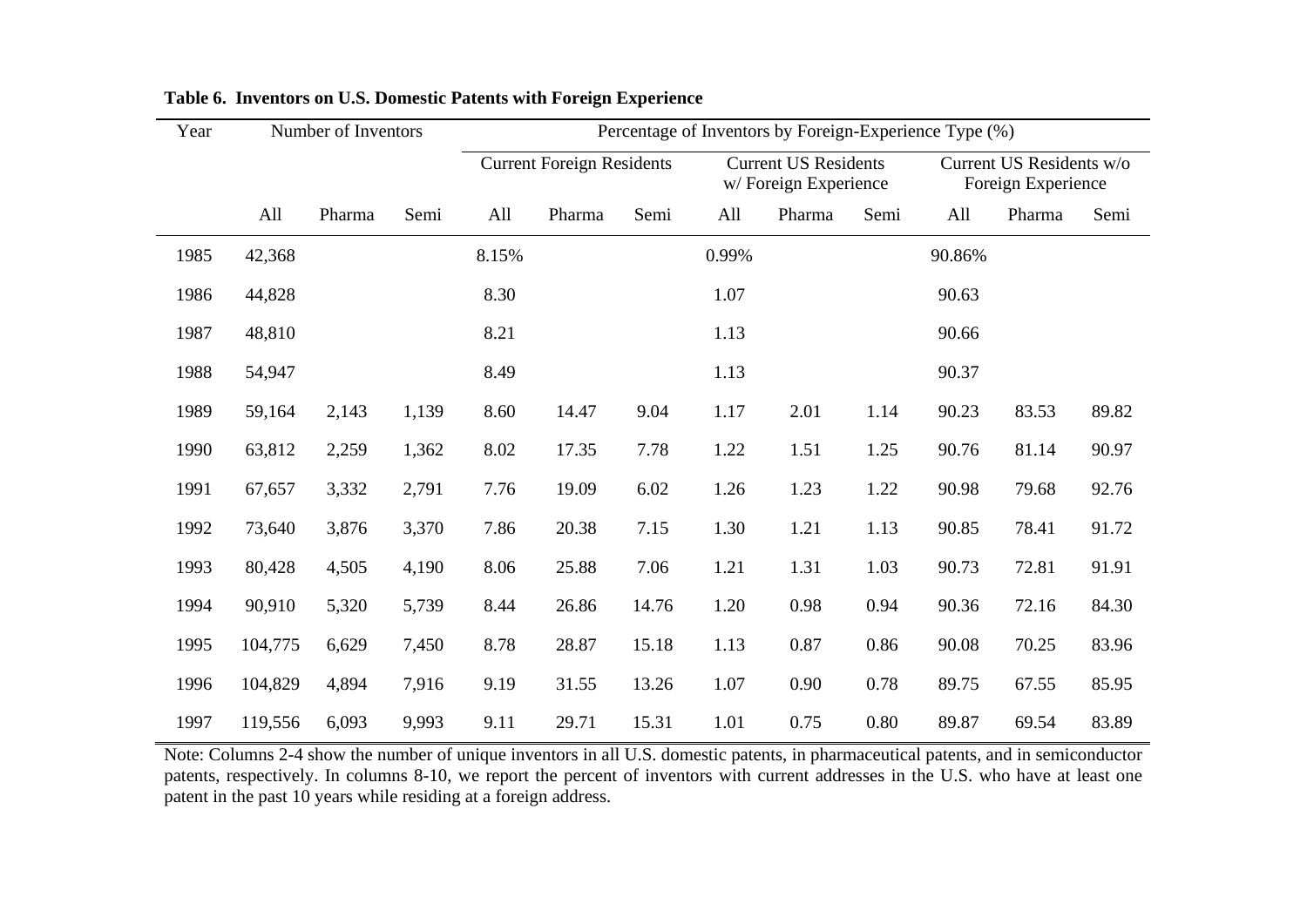**Table 6. Inventors on U.S. Domestic Patents with Foreign Experience**

| Year | Number of Inventors | | | Percentage of Inventors by Foreign-Experience Type (%) | | | | | | | | |
|---|---|---|---|---|---|---|---|---|---|---|---|---|
| | | | | Current Foreign Residents | | | Current US Residents w/ Foreign Experience | | | Current US Residents w/o Foreign Experience | | |
| | All | Pharma | Semi | All | Pharma | Semi | All | Pharma | Semi | All | Pharma | Semi |
| 1985 | 42,368 | | | 8.15% | | | 0.99% | | | 90.86% | | |
| 1986 | 44,828 | | | 8.30 | | | 1.07 | | | 90.63 | | |
| 1987 | 48,810 | | | 8.21 | | | 1.13 | | | 90.66 | | |
| 1988 | 54,947 | | | 8.49 | | | 1.13 | | | 90.37 | | |
| 1989 | 59,164 | 2,143 | 1,139 | 8.60 | 14.47 | 9.04 | 1.17 | 2.01 | 1.14 | 90.23 | 83.53 | 89.82 |
| 1990 | 63,812 | 2,259 | 1,362 | 8.02 | 17.35 | 7.78 | 1.22 | 1.51 | 1.25 | 90.76 | 81.14 | 90.97 |
| 1991 | 67,657 | 3,332 | 2,791 | 7.76 | 19.09 | 6.02 | 1.26 | 1.23 | 1.22 | 90.98 | 79.68 | 92.76 |
| 1992 | 73,640 | 3,876 | 3,370 | 7.86 | 20.38 | 7.15 | 1.30 | 1.21 | 1.13 | 90.85 | 78.41 | 91.72 |
| 1993 | 80,428 | 4,505 | 4,190 | 8.06 | 25.88 | 7.06 | 1.21 | 1.31 | 1.03 | 90.73 | 72.81 | 91.91 |
| 1994 | 90,910 | 5,320 | 5,739 | 8.44 | 26.86 | 14.76 | 1.20 | 0.98 | 0.94 | 90.36 | 72.16 | 84.30 |
| 1995 | 104,775 | 6,629 | 7,450 | 8.78 | 28.87 | 15.18 | 1.13 | 0.87 | 0.86 | 90.08 | 70.25 | 83.96 |
| 1996 | 104,829 | 4,894 | 7,916 | 9.19 | 31.55 | 13.26 | 1.07 | 0.90 | 0.78 | 89.75 | 67.55 | 85.95 |
| 1997 | 119,556 | 6,093 | 9,993 | 9.11 | 29.71 | 15.31 | 1.01 | 0.75 | 0.80 | 89.87 | 69.54 | 83.89 |

Note: Columns 2-4 show the number of unique inventors in all U.S. domestic patents, in pharmaceutical patents, and in semiconductor patents, respectively. In columns 8-10, we report the percent of inventors with current addresses in the U.S. who have at least one patent in the past 10 years while residing at a foreign address.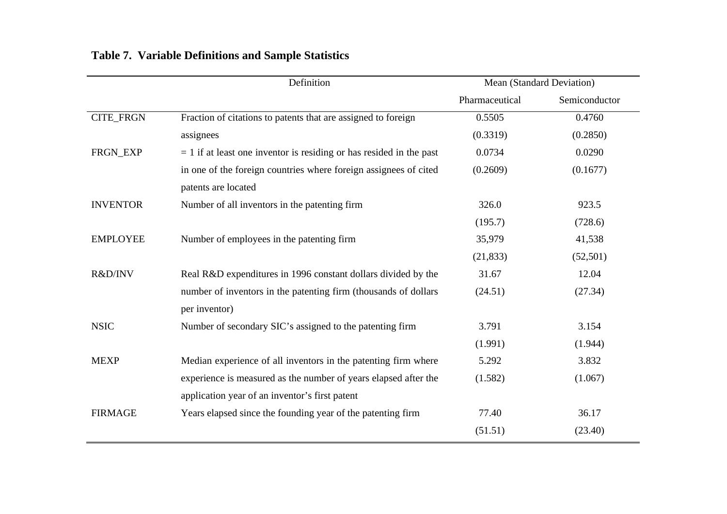**Table 7. Variable Definitions and Sample Statistics**

| | Definition | Mean (Standard Deviation) | |
|---|---|---|---|
| | | Pharmaceutical | Semiconductor |
| CITE_FRGN | Fraction of citations to patents that are assigned to foreign assignees | 0.5505<br>(0.3319) | 0.4760<br>(0.2850) |
| FRGN_EXP | = 1 if at least one inventor is residing or has resided in the past in one of the foreign countries where foreign assignees of cited patents are located | 0.0734<br>(0.2609) | 0.0290<br>(0.1677) |
| INVENTOR | Number of all inventors in the patenting firm | 326.0<br>(195.7) | 923.5<br>(728.6) |
| EMPLOYEE | Number of employees in the patenting firm | 35,979<br>(21,833) | 41,538<br>(52,501) |
| R&D/INV | Real R&D expenditures in 1996 constant dollars divided by the number of inventors in the patenting firm (thousands of dollars per inventor) | 31.67<br>(24.51) | 12.04<br>(27.34) |
| NSIC | Number of secondary SIC's assigned to the patenting firm | 3.791<br>(1.991) | 3.154<br>(1.944) |
| MEXP | Median experience of all inventors in the patenting firm where experience is measured as the number of years elapsed after the application year of an inventor's first patent | 5.292<br>(1.582) | 3.832<br>(1.067) |
| FIRMAGE | Years elapsed since the founding year of the patenting firm | 77.40<br>(51.51) | 36.17<br>(23.40) |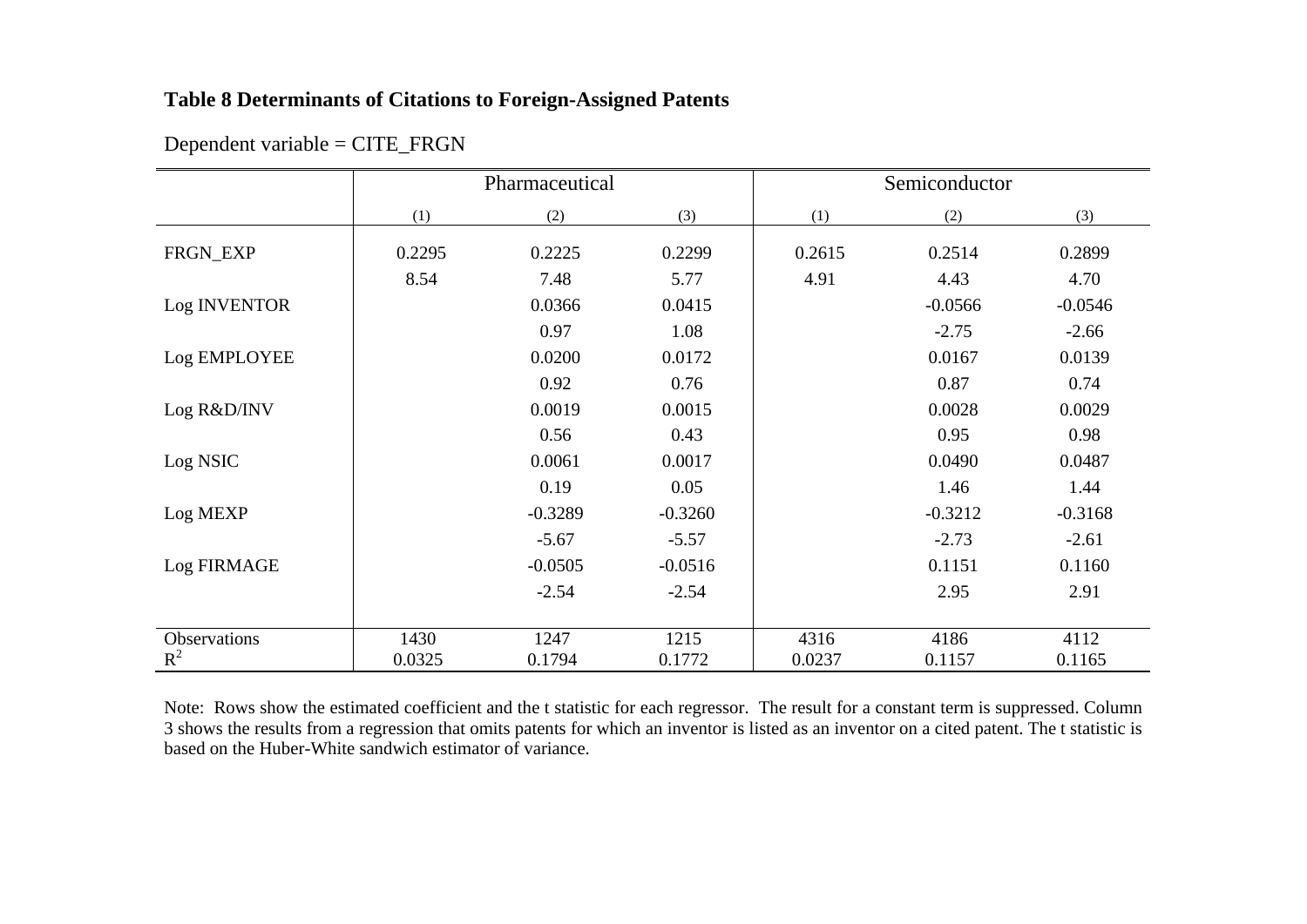**Table 8 Determinants of Citations to Foreign-Assigned Patents**

Dependent variable = CITE_FRGN

| | Pharmaceutical | | | Semiconductor | | |
|---|---|---|---|---|---|---|
| | (1) | (2) | (3) | (1) | (2) | (3) |
| FRGN_EXP | 0.2295 | 0.2225 | 0.2299 | 0.2615 | 0.2514 | 0.2899 |
| | 8.54 | 7.48 | 5.77 | 4.91 | 4.43 | 4.70 |
| Log INVENTOR | | 0.0366 | 0.0415 | | -0.0566 | -0.0546 |
| | | 0.97 | 1.08 | | -2.75 | -2.66 |
| Log EMPLOYEE | | 0.0200 | 0.0172 | | 0.0167 | 0.0139 |
| | | 0.92 | 0.76 | | 0.87 | 0.74 |
| Log R&D/INV | | 0.0019 | 0.0015 | | 0.0028 | 0.0029 |
| | | 0.56 | 0.43 | | 0.95 | 0.98 |
| Log NSIC | | 0.0061 | 0.0017 | | 0.0490 | 0.0487 |
| | | 0.19 | 0.05 | | 1.46 | 1.44 |
| Log MEXP | | -0.3289 | -0.3260 | | -0.3212 | -0.3168 |
| | | -5.67 | -5.57 | | -2.73 | -2.61 |
| Log FIRMAGE | | -0.0505 | -0.0516 | | 0.1151 | 0.1160 |
| | | -2.54 | -2.54 | | 2.95 | 2.91 |
| Observations | 1430 | 1247 | 1215 | 4316 | 4186 | 4112 |
| $R^2$ | 0.0325 | 0.1794 | 0.1772 | 0.0237 | 0.1157 | 0.1165 |

Note: Rows show the estimated coefficient and the t statistic for each regressor. The result for a constant term is suppressed. Column 3 shows the results from a regression that omits patents for which an inventor is listed as an inventor on a cited patent. The t statistic is based on the Huber-White sandwich estimator of variance.